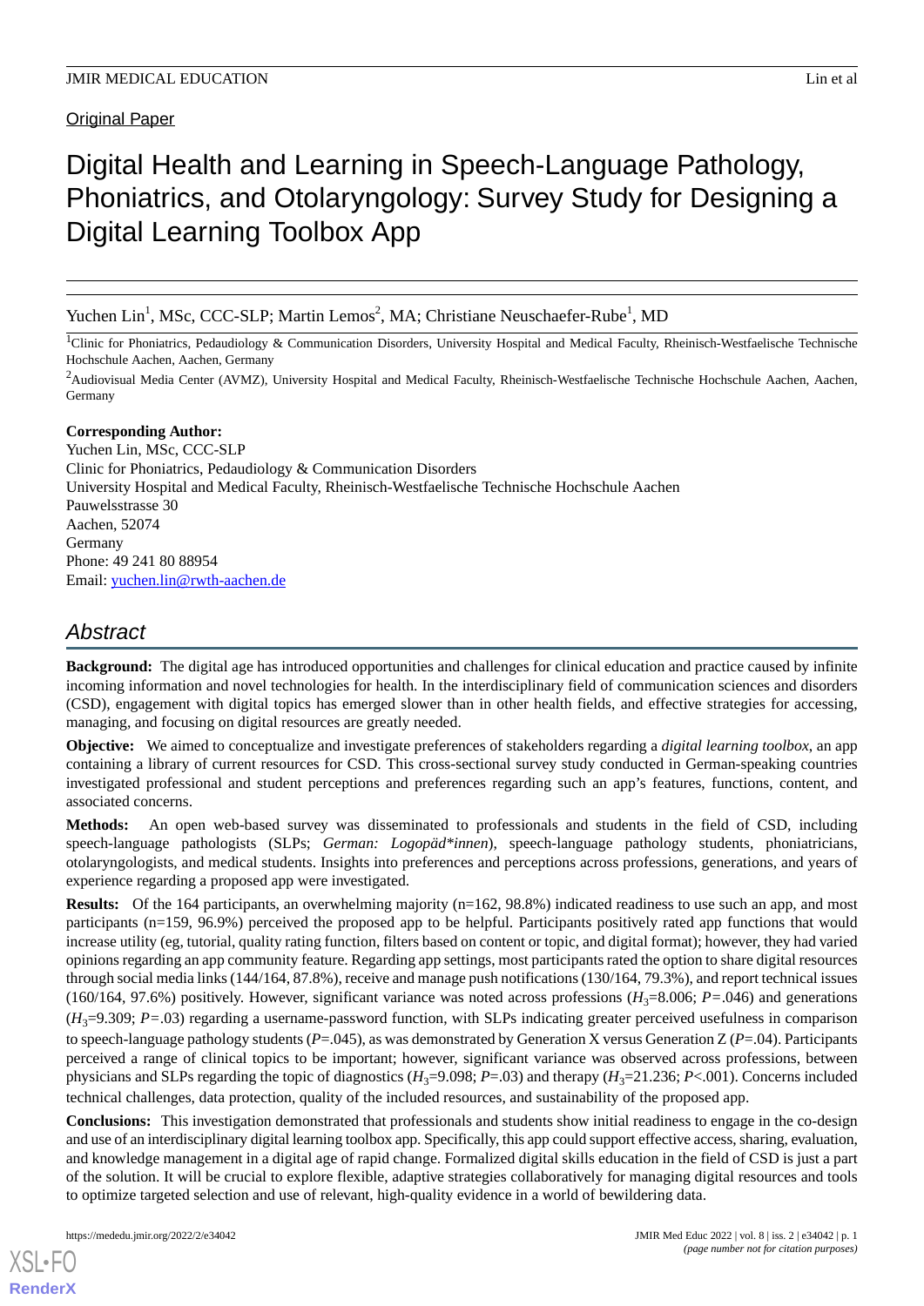Original Paper

# Digital Health and Learning in Speech-Language Pathology, Phoniatrics, and Otolaryngology: Survey Study for Designing a Digital Learning Toolbox App

Yuchen Lin[1], MSc, CCC-SLP; Martin Lemos[2], MA; Christiane Neuschaefer-Rube[1], MD

[1]Clinic for Phoniatrics, Pedaudiology & Communication Disorders, University Hospital and Medical Faculty, Rheinisch-Westfaelische Technische Hochschule Aachen, Aachen, Germany

[2]Audiovisual Media Center (AVMZ), University Hospital and Medical Faculty, Rheinisch-Westfaelische Technische Hochschule Aachen, Aachen, Germany

**Corresponding Author:**
Yuchen Lin, MSc, CCC-SLP
Clinic for Phoniatrics, Pedaudiology & Communication Disorders
University Hospital and Medical Faculty, Rheinisch-Westfaelische Technische Hochschule Aachen
Pauwelsstrasse 30
Aachen, 52074
Germany
Phone: 49 241 80 88954
Email: yuchen.lin@rwth-aachen.de

## Abstract

**Background:** The digital age has introduced opportunities and challenges for clinical education and practice caused by infinite incoming information and novel technologies for health. In the interdisciplinary field of communication sciences and disorders (CSD), engagement with digital topics has emerged slower than in other health fields, and effective strategies for accessing, managing, and focusing on digital resources are greatly needed.

**Objective:** We aimed to conceptualize and investigate preferences of stakeholders regarding a *digital learning toolbox*, an app containing a library of current resources for CSD. This cross-sectional survey study conducted in German-speaking countries investigated professional and student perceptions and preferences regarding such an app's features, functions, content, and associated concerns.

**Methods:** An open web-based survey was disseminated to professionals and students in the field of CSD, including speech-language pathologists (SLPs; *German: Logopäd\*innen*), speech-language pathology students, phoniatricians, otolaryngologists, and medical students. Insights into preferences and perceptions across professions, generations, and years of experience regarding a proposed app were investigated.

**Results:** Of the 164 participants, an overwhelming majority (n=162, 98.8%) indicated readiness to use such an app, and most participants (n=159, 96.9%) perceived the proposed app to be helpful. Participants positively rated app functions that would increase utility (eg, tutorial, quality rating function, filters based on content or topic, and digital format); however, they had varied opinions regarding an app community feature. Regarding app settings, most participants rated the option to share digital resources through social media links (144/164, 87.8%), receive and manage push notifications (130/164, 79.3%), and report technical issues (160/164, 97.6%) positively. However, significant variance was noted across professions ($H_3$=8.006; *P*=.046) and generations ($H_3$=9.309; *P*=.03) regarding a username-password function, with SLPs indicating greater perceived usefulness in comparison to speech-language pathology students (*P*=.045), as was demonstrated by Generation X versus Generation Z (*P*=.04). Participants perceived a range of clinical topics to be important; however, significant variance was observed across professions, between physicians and SLPs regarding the topic of diagnostics ($H_3$=9.098; *P*=.03) and therapy ($H_3$=21.236; *P*<.001). Concerns included technical challenges, data protection, quality of the included resources, and sustainability of the proposed app.

**Conclusions:** This investigation demonstrated that professionals and students show initial readiness to engage in the co-design and use of an interdisciplinary digital learning toolbox app. Specifically, this app could support effective access, sharing, evaluation, and knowledge management in a digital age of rapid change. Formalized digital skills education in the field of CSD is just a part of the solution. It will be crucial to explore flexible, adaptive strategies collaboratively for managing digital resources and tools to optimize targeted selection and use of relevant, high-quality evidence in a world of bewildering data.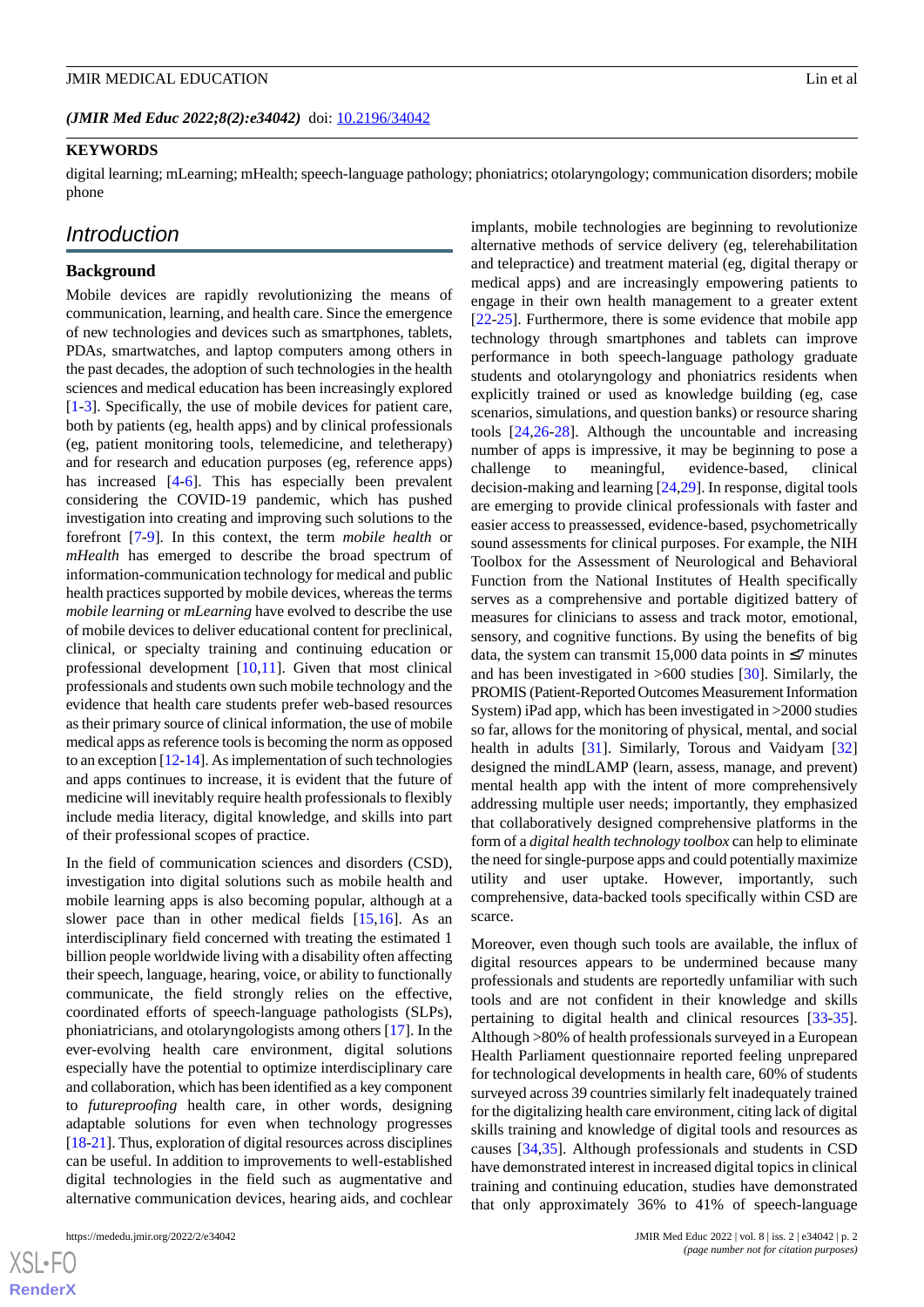(JMIR Med Educ 2022;8(2):e34042) doi: 10.2196/34042

**KEYWORDS**

digital learning; mLearning; mHealth; speech-language pathology; phoniatrics; otolaryngology; communication disorders; mobile phone

## Introduction

### Background

Mobile devices are rapidly revolutionizing the means of communication, learning, and health care. Since the emergence of new technologies and devices such as smartphones, tablets, PDAs, smartwatches, and laptop computers among others in the past decades, the adoption of such technologies in the health sciences and medical education has been increasingly explored [1-3]. Specifically, the use of mobile devices for patient care, both by patients (eg, health apps) and by clinical professionals (eg, patient monitoring tools, telemedicine, and teletherapy) and for research and education purposes (eg, reference apps) has increased [4-6]. This has especially been prevalent considering the COVID-19 pandemic, which has pushed investigation into creating and improving such solutions to the forefront [7-9]. In this context, the term *mobile health* or *mHealth* has emerged to describe the broad spectrum of information-communication technology for medical and public health practices supported by mobile devices, whereas the terms *mobile learning* or *mLearning* have evolved to describe the use of mobile devices to deliver educational content for preclinical, clinical, or specialty training and continuing education or professional development [10,11]. Given that most clinical professionals and students own such mobile technology and the evidence that health care students prefer web-based resources as their primary source of clinical information, the use of mobile medical apps as reference tools is becoming the norm as opposed to an exception [12-14]. As implementation of such technologies and apps continues to increase, it is evident that the future of medicine will inevitably require health professionals to flexibly include media literacy, digital knowledge, and skills into part of their professional scopes of practice.

In the field of communication sciences and disorders (CSD), investigation into digital solutions such as mobile health and mobile learning apps is also becoming popular, although at a slower pace than in other medical fields [15,16]. As an interdisciplinary field concerned with treating the estimated 1 billion people worldwide living with a disability often affecting their speech, language, hearing, voice, or ability to functionally communicate, the field strongly relies on the effective, coordinated efforts of speech-language pathologists (SLPs), phoniatricians, and otolaryngologists among others [17]. In the ever-evolving health care environment, digital solutions especially have the potential to optimize interdisciplinary care and collaboration, which has been identified as a key component to *futureproofing* health care, in other words, designing adaptable solutions for even when technology progresses [18-21]. Thus, exploration of digital resources across disciplines can be useful. In addition to improvements to well-established digital technologies in the field such as augmentative and alternative communication devices, hearing aids, and cochlear implants, mobile technologies are beginning to revolutionize alternative methods of service delivery (eg, telerehabilitation and telepractice) and treatment material (eg, digital therapy or medical apps) and are increasingly empowering patients to engage in their own health management to a greater extent [22-25]. Furthermore, there is some evidence that mobile app technology through smartphones and tablets can improve performance in both speech-language pathology graduate students and otolaryngology and phoniatrics residents when explicitly trained or used as knowledge building (eg, case scenarios, simulations, and question banks) or resource sharing tools [24,26-28]. Although the uncountable and increasing number of apps is impressive, it may be beginning to pose a challenge to meaningful, evidence-based, clinical decision-making and learning [24,29]. In response, digital tools are emerging to provide clinical professionals with faster and easier access to preassessed, evidence-based, psychometrically sound assessments for clinical purposes. For example, the NIH Toolbox for the Assessment of Neurological and Behavioral Function from the National Institutes of Health specifically serves as a comprehensive and portable digitized battery of measures for clinicians to assess and track motor, emotional, sensory, and cognitive functions. By using the benefits of big data, the system can transmit 15,000 data points in ≤7 minutes and has been investigated in >600 studies [30]. Similarly, the PROMIS (Patient-Reported Outcomes Measurement Information System) iPad app, which has been investigated in >2000 studies so far, allows for the monitoring of physical, mental, and social health in adults [31]. Similarly, Torous and Vaidyam [32] designed the mindLAMP (learn, assess, manage, and prevent) mental health app with the intent of more comprehensively addressing multiple user needs; importantly, they emphasized that collaboratively designed comprehensive platforms in the form of a *digital health technology toolbox* can help to eliminate the need for single-purpose apps and could potentially maximize utility and user uptake. However, importantly, such comprehensive, data-backed tools specifically within CSD are scarce.

Moreover, even though such tools are available, the influx of digital resources appears to be undermined because many professionals and students are reportedly unfamiliar with such tools and are not confident in their knowledge and skills pertaining to digital health and clinical resources [33-35]. Although >80% of health professionals surveyed in a European Health Parliament questionnaire reported feeling unprepared for technological developments in health care, 60% of students surveyed across 39 countries similarly felt inadequately trained for the digitalizing health care environment, citing lack of digital skills training and knowledge of digital tools and resources as causes [34,35]. Although professionals and students in CSD have demonstrated interest in increased digital topics in clinical training and continuing education, studies have demonstrated that only approximately 36% to 41% of speech-language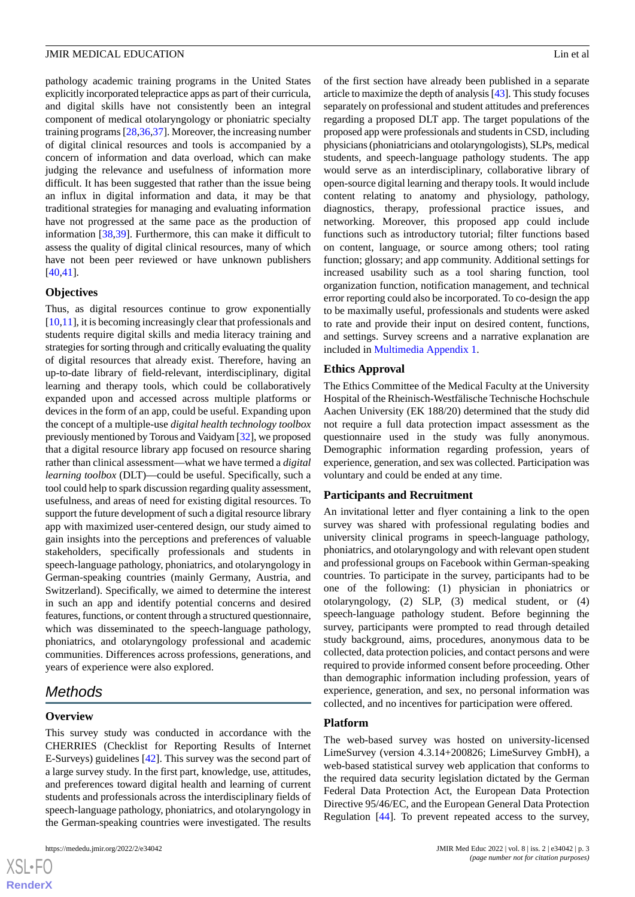pathology academic training programs in the United States explicitly incorporated telepractice apps as part of their curricula, and digital skills have not consistently been an integral component of medical otolaryngology or phoniatric specialty training programs [28,36,37]. Moreover, the increasing number of digital clinical resources and tools is accompanied by a concern of information and data overload, which can make judging the relevance and usefulness of information more difficult. It has been suggested that rather than the issue being an influx in digital information and data, it may be that traditional strategies for managing and evaluating information have not progressed at the same pace as the production of information [38,39]. Furthermore, this can make it difficult to assess the quality of digital clinical resources, many of which have not been peer reviewed or have unknown publishers [40,41].

### Objectives

Thus, as digital resources continue to grow exponentially [10,11], it is becoming increasingly clear that professionals and students require digital skills and media literacy training and strategies for sorting through and critically evaluating the quality of digital resources that already exist. Therefore, having an up-to-date library of field-relevant, interdisciplinary, digital learning and therapy tools, which could be collaboratively expanded upon and accessed across multiple platforms or devices in the form of an app, could be useful. Expanding upon the concept of a multiple-use *digital health technology toolbox* previously mentioned by Torous and Vaidyam [32], we proposed that a digital resource library app focused on resource sharing rather than clinical assessment—what we have termed a *digital learning toolbox* (DLT)—could be useful. Specifically, such a tool could help to spark discussion regarding quality assessment, usefulness, and areas of need for existing digital resources. To support the future development of such a digital resource library app with maximized user-centered design, our study aimed to gain insights into the perceptions and preferences of valuable stakeholders, specifically professionals and students in speech-language pathology, phoniatrics, and otolaryngology in German-speaking countries (mainly Germany, Austria, and Switzerland). Specifically, we aimed to determine the interest in such an app and identify potential concerns and desired features, functions, or content through a structured questionnaire, which was disseminated to the speech-language pathology, phoniatrics, and otolaryngology professional and academic communities. Differences across professions, generations, and years of experience were also explored.

## Methods

### Overview

This survey study was conducted in accordance with the CHERRIES (Checklist for Reporting Results of Internet E-Surveys) guidelines [42]. This survey was the second part of a large survey study. In the first part, knowledge, use, attitudes, and preferences toward digital health and learning of current students and professionals across the interdisciplinary fields of speech-language pathology, phoniatrics, and otolaryngology in the German-speaking countries were investigated. The results of the first section have already been published in a separate article to maximize the depth of analysis [43]. This study focuses separately on professional and student attitudes and preferences regarding a proposed DLT app. The target populations of the proposed app were professionals and students in CSD, including physicians (phoniatricians and otolaryngologists), SLPs, medical students, and speech-language pathology students. The app would serve as an interdisciplinary, collaborative library of open-source digital learning and therapy tools. It would include content relating to anatomy and physiology, pathology, diagnostics, therapy, professional practice issues, and networking. Moreover, this proposed app could include functions such as introductory tutorial; filter functions based on content, language, or source among others; tool rating function; glossary; and app community. Additional settings for increased usability such as a tool sharing function, tool organization function, notification management, and technical error reporting could also be incorporated. To co-design the app to be maximally useful, professionals and students were asked to rate and provide their input on desired content, functions, and settings. Survey screens and a narrative explanation are included in Multimedia Appendix 1.

### Ethics Approval

The Ethics Committee of the Medical Faculty at the University Hospital of the Rheinisch-Westfälische Technische Hochschule Aachen University (EK 188/20) determined that the study did not require a full data protection impact assessment as the questionnaire used in the study was fully anonymous. Demographic information regarding profession, years of experience, generation, and sex was collected. Participation was voluntary and could be ended at any time.

### Participants and Recruitment

An invitational letter and flyer containing a link to the open survey was shared with professional regulating bodies and university clinical programs in speech-language pathology, phoniatrics, and otolaryngology and with relevant open student and professional groups on Facebook within German-speaking countries. To participate in the survey, participants had to be one of the following: (1) physician in phoniatrics or otolaryngology, (2) SLP, (3) medical student, or (4) speech-language pathology student. Before beginning the survey, participants were prompted to read through detailed study background, aims, procedures, anonymous data to be collected, data protection policies, and contact persons and were required to provide informed consent before proceeding. Other than demographic information including profession, years of experience, generation, and sex, no personal information was collected, and no incentives for participation were offered.

### Platform

The web-based survey was hosted on university-licensed LimeSurvey (version 4.3.14+200826; LimeSurvey GmbH), a web-based statistical survey web application that conforms to the required data security legislation dictated by the German Federal Data Protection Act, the European Data Protection Directive 95/46/EC, and the European General Data Protection Regulation [44]. To prevent repeated access to the survey,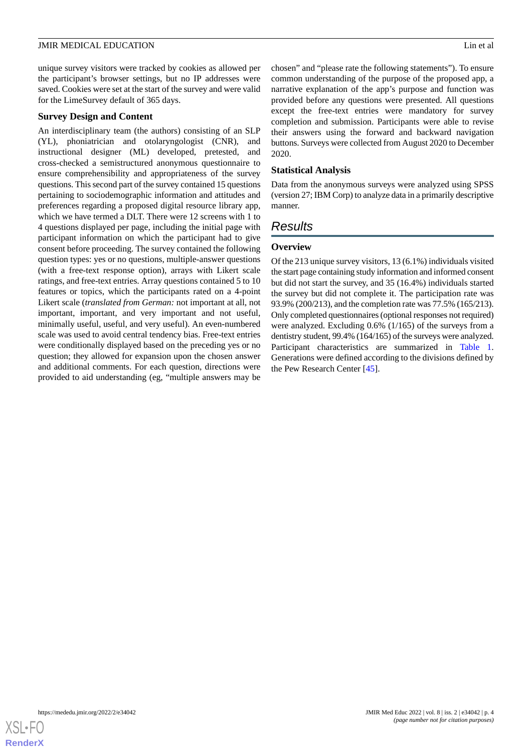unique survey visitors were tracked by cookies as allowed per the participant's browser settings, but no IP addresses were saved. Cookies were set at the start of the survey and were valid for the LimeSurvey default of 365 days.

### Survey Design and Content

An interdisciplinary team (the authors) consisting of an SLP (YL), phoniatrician and otolaryngologist (CNR), and instructional designer (ML) developed, pretested, and cross-checked a semistructured anonymous questionnaire to ensure comprehensibility and appropriateness of the survey questions. This second part of the survey contained 15 questions pertaining to sociodemographic information and attitudes and preferences regarding a proposed digital resource library app, which we have termed a DLT. There were 12 screens with 1 to 4 questions displayed per page, including the initial page with participant information on which the participant had to give consent before proceeding. The survey contained the following question types: yes or no questions, multiple-answer questions (with a free-text response option), arrays with Likert scale ratings, and free-text entries. Array questions contained 5 to 10 features or topics, which the participants rated on a 4-point Likert scale (*translated from German:* not important at all, not important, important, and very important and not useful, minimally useful, useful, and very useful). An even-numbered scale was used to avoid central tendency bias. Free-text entries were conditionally displayed based on the preceding yes or no question; they allowed for expansion upon the chosen answer and additional comments. For each question, directions were provided to aid understanding (eg, "multiple answers may be chosen" and "please rate the following statements"). To ensure common understanding of the purpose of the proposed app, a narrative explanation of the app's purpose and function was provided before any questions were presented. All questions except the free-text entries were mandatory for survey completion and submission. Participants were able to revise their answers using the forward and backward navigation buttons. Surveys were collected from August 2020 to December 2020.

### Statistical Analysis

Data from the anonymous surveys were analyzed using SPSS (version 27; IBM Corp) to analyze data in a primarily descriptive manner.

## Results

### Overview

Of the 213 unique survey visitors, 13 (6.1%) individuals visited the start page containing study information and informed consent but did not start the survey, and 35 (16.4%) individuals started the survey but did not complete it. The participation rate was 93.9% (200/213), and the completion rate was 77.5% (165/213). Only completed questionnaires (optional responses not required) were analyzed. Excluding 0.6% (1/165) of the surveys from a dentistry student, 99.4% (164/165) of the surveys were analyzed. Participant characteristics are summarized in Table 1. Generations were defined according to the divisions defined by the Pew Research Center [45].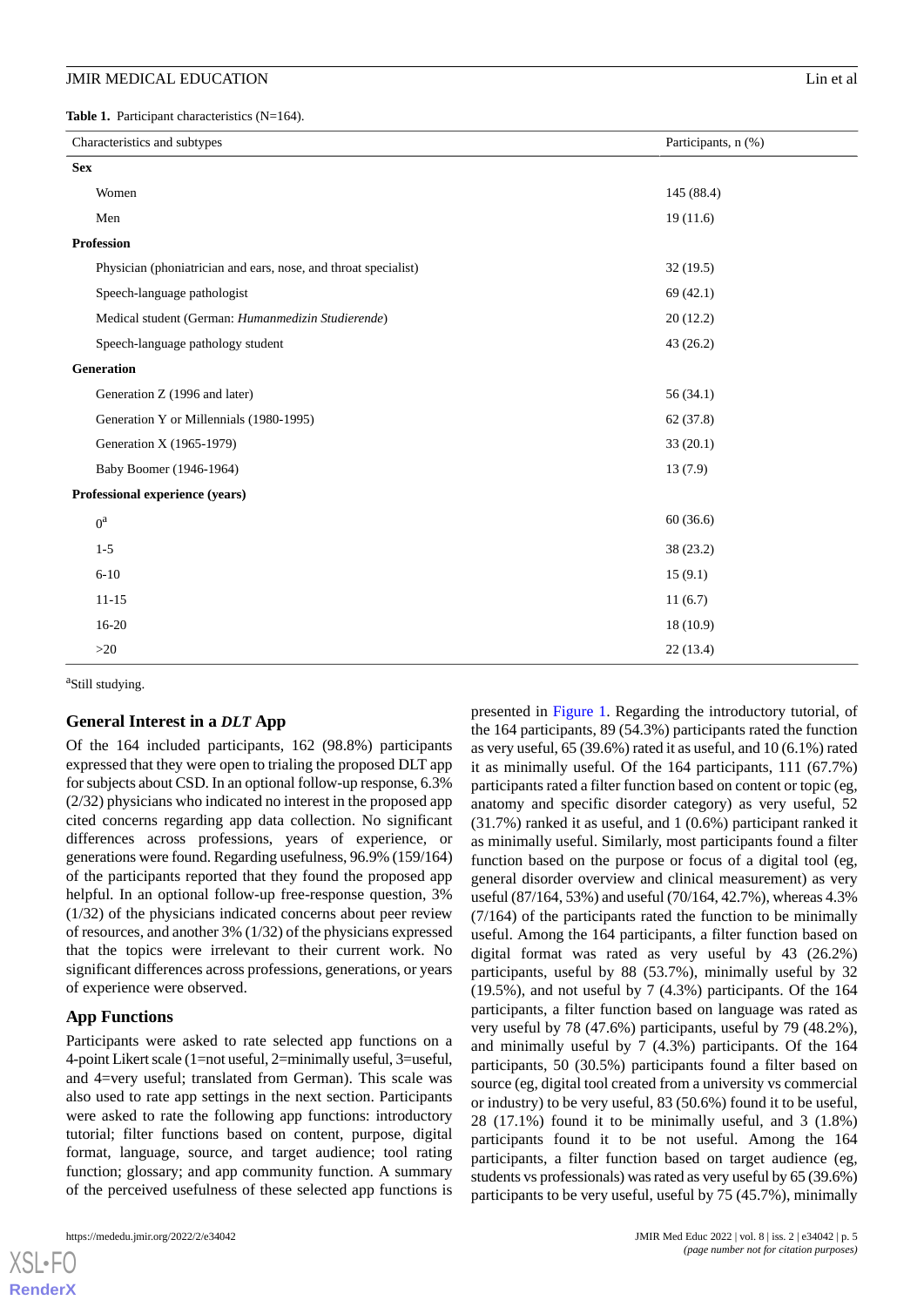**Table 1.** Participant characteristics (N=164).

| Characteristics and subtypes | Participants, n (%) |
|---|---|
| **Sex** | |
| Women | 145 (88.4) |
| Men | 19 (11.6) |
| **Profession** | |
| Physician (phoniatrician and ears, nose, and throat specialist) | 32 (19.5) |
| Speech-language pathologist | 69 (42.1) |
| Medical student (German: *Humanmedizin Studierende*) | 20 (12.2) |
| Speech-language pathology student | 43 (26.2) |
| **Generation** | |
| Generation Z (1996 and later) | 56 (34.1) |
| Generation Y or Millennials (1980-1995) | 62 (37.8) |
| Generation X (1965-1979) | 33 (20.1) |
| Baby Boomer (1946-1964) | 13 (7.9) |
| **Professional experience (years)** | |
| 0[a] | 60 (36.6) |
| 1-5 | 38 (23.2) |
| 6-10 | 15 (9.1) |
| 11-15 | 11 (6.7) |
| 16-20 | 18 (10.9) |
| >20 | 22 (13.4) |

[a]Still studying.

## General Interest in a *DLT* App

Of the 164 included participants, 162 (98.8%) participants expressed that they were open to trialing the proposed DLT app for subjects about CSD. In an optional follow-up response, 6.3% (2/32) physicians who indicated no interest in the proposed app cited concerns regarding app data collection. No significant differences across professions, years of experience, or generations were found. Regarding usefulness, 96.9% (159/164) of the participants reported that they found the proposed app helpful. In an optional follow-up free-response question, 3% (1/32) of the physicians indicated concerns about peer review of resources, and another 3% (1/32) of the physicians expressed that the topics were irrelevant to their current work. No significant differences across professions, generations, or years of experience were observed.

## App Functions

Participants were asked to rate selected app functions on a 4-point Likert scale (1=not useful, 2=minimally useful, 3=useful, and 4=very useful; translated from German). This scale was also used to rate app settings in the next section. Participants were asked to rate the following app functions: introductory tutorial; filter functions based on content, purpose, digital format, language, source, and target audience; tool rating function; glossary; and app community function. A summary of the perceived usefulness of these selected app functions is presented in Figure 1. Regarding the introductory tutorial, of the 164 participants, 89 (54.3%) participants rated the function as very useful, 65 (39.6%) rated it as useful, and 10 (6.1%) rated it as minimally useful. Of the 164 participants, 111 (67.7%) participants rated a filter function based on content or topic (eg, anatomy and specific disorder category) as very useful, 52 (31.7%) ranked it as useful, and 1 (0.6%) participant ranked it as minimally useful. Similarly, most participants found a filter function based on the purpose or focus of a digital tool (eg, general disorder overview and clinical measurement) as very useful (87/164, 53%) and useful (70/164, 42.7%), whereas 4.3% (7/164) of the participants rated the function to be minimally useful. Among the 164 participants, a filter function based on digital format was rated as very useful by 43 (26.2%) participants, useful by 88 (53.7%), minimally useful by 32 (19.5%), and not useful by 7 (4.3%) participants. Of the 164 participants, a filter function based on language was rated as very useful by 78 (47.6%) participants, useful by 79 (48.2%), and minimally useful by 7 (4.3%) participants. Of the 164 participants, 50 (30.5%) participants found a filter based on source (eg, digital tool created from a university vs commercial or industry) to be very useful, 83 (50.6%) found it to be useful, 28 (17.1%) found it to be minimally useful, and 3 (1.8%) participants found it to be not useful. Among the 164 participants, a filter function based on target audience (eg, students vs professionals) was rated as very useful by 65 (39.6%) participants to be very useful, useful by 75 (45.7%), minimally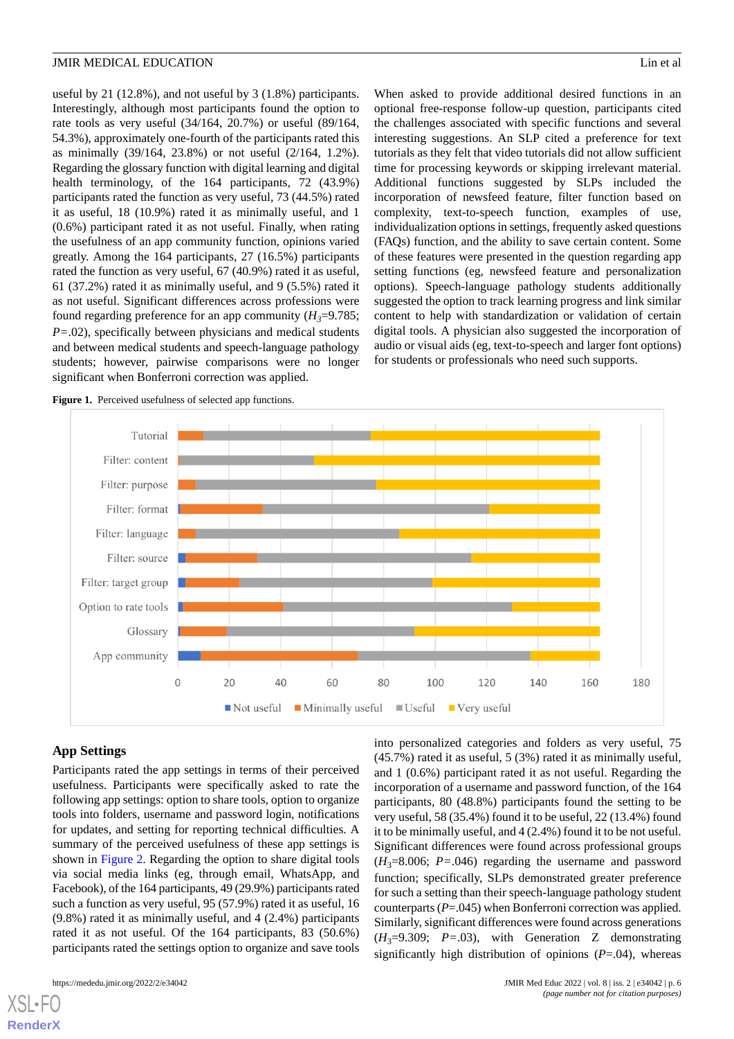useful by 21 (12.8%), and not useful by 3 (1.8%) participants. Interestingly, although most participants found the option to rate tools as very useful (34/164, 20.7%) or useful (89/164, 54.3%), approximately one-fourth of the participants rated this as minimally (39/164, 23.8%) or not useful (2/164, 1.2%). Regarding the glossary function with digital learning and digital health terminology, of the 164 participants, 72 (43.9%) participants rated the function as very useful, 73 (44.5%) rated it as useful, 18 (10.9%) rated it as minimally useful, and 1 (0.6%) participant rated it as not useful. Finally, when rating the usefulness of an app community function, opinions varied greatly. Among the 164 participants, 27 (16.5%) participants rated the function as very useful, 67 (40.9%) rated it as useful, 61 (37.2%) rated it as minimally useful, and 9 (5.5%) rated it as not useful. Significant differences across professions were found regarding preference for an app community ($H_3$=9.785; $P$=.02), specifically between physicians and medical students and between medical students and speech-language pathology students; however, pairwise comparisons were no longer significant when Bonferroni correction was applied.

When asked to provide additional desired functions in an optional free-response follow-up question, participants cited the challenges associated with specific functions and several interesting suggestions. An SLP cited a preference for text tutorials as they felt that video tutorials did not allow sufficient time for processing keywords or skipping irrelevant material. Additional functions suggested by SLPs included the incorporation of newsfeed feature, filter function based on complexity, text-to-speech function, examples of use, individualization options in settings, frequently asked questions (FAQs) function, and the ability to save certain content. Some of these features were presented in the question regarding app setting functions (eg, newsfeed feature and personalization options). Speech-language pathology students additionally suggested the option to track learning progress and link similar content to help with standardization or validation of certain digital tools. A physician also suggested the incorporation of audio or visual aids (eg, text-to-speech and larger font options) for students or professionals who need such supports.

**Figure 1.** Perceived usefulness of selected app functions.

## App Settings

Participants rated the app settings in terms of their perceived usefulness. Participants were specifically asked to rate the following app settings: option to share tools, option to organize tools into folders, username and password login, notifications for updates, and setting for reporting technical difficulties. A summary of the perceived usefulness of these app settings is shown in Figure 2. Regarding the option to share digital tools via social media links (eg, through email, WhatsApp, and Facebook), of the 164 participants, 49 (29.9%) participants rated such a function as very useful, 95 (57.9%) rated it as useful, 16 (9.8%) rated it as minimally useful, and 4 (2.4%) participants rated it as not useful. Of the 164 participants, 83 (50.6%) participants rated the settings option to organize and save tools into personalized categories and folders as very useful, 75 (45.7%) rated it as useful, 5 (3%) rated it as minimally useful, and 1 (0.6%) participant rated it as not useful. Regarding the incorporation of a username and password function, of the 164 participants, 80 (48.8%) participants found the setting to be very useful, 58 (35.4%) found it to be useful, 22 (13.4%) found it to be minimally useful, and 4 (2.4%) found it to be not useful. Significant differences were found across professional groups ($H_3$=8.006; $P$=.046) regarding the username and password function; specifically, SLPs demonstrated greater preference for such a setting than their speech-language pathology student counterparts ($P$=.045) when Bonferroni correction was applied. Similarly, significant differences were found across generations ($H_3$=9.309; $P$=.03), with Generation Z demonstrating significantly high distribution of opinions ($P$=.04), whereas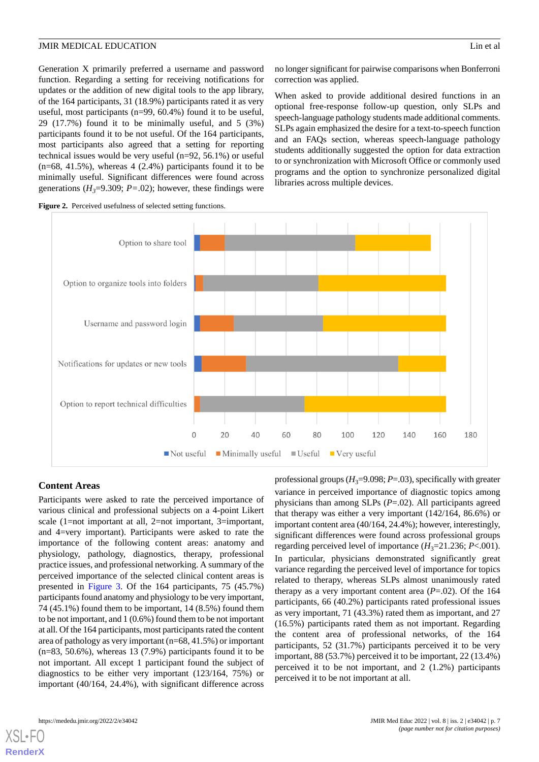Generation X primarily preferred a username and password function. Regarding a setting for receiving notifications for updates or the addition of new digital tools to the app library, of the 164 participants, 31 (18.9%) participants rated it as very useful, most participants (n=99, 60.4%) found it to be useful, 29 (17.7%) found it to be minimally useful, and 5 (3%) participants found it to be not useful. Of the 164 participants, most participants also agreed that a setting for reporting technical issues would be very useful (n=92, 56.1%) or useful (n=68, 41.5%), whereas 4 (2.4%) participants found it to be minimally useful. Significant differences were found across generations ($H_3$=9.309; *P*=.02); however, these findings were no longer significant for pairwise comparisons when Bonferroni correction was applied.

When asked to provide additional desired functions in an optional free-response follow-up question, only SLPs and speech-language pathology students made additional comments. SLPs again emphasized the desire for a text-to-speech function and an FAQs section, whereas speech-language pathology students additionally suggested the option for data extraction to or synchronization with Microsoft Office or commonly used programs and the option to synchronize personalized digital libraries across multiple devices.

**Figure 2.** Perceived usefulness of selected setting functions.

## Content Areas

Participants were asked to rate the perceived importance of various clinical and professional subjects on a 4-point Likert scale (1=not important at all, 2=not important, 3=important, and 4=very important). Participants were asked to rate the importance of the following content areas: anatomy and physiology, pathology, diagnostics, therapy, professional practice issues, and professional networking. A summary of the perceived importance of the selected clinical content areas is presented in Figure 3. Of the 164 participants, 75 (45.7%) participants found anatomy and physiology to be very important, 74 (45.1%) found them to be important, 14 (8.5%) found them to be not important, and 1 (0.6%) found them to be not important at all. Of the 164 participants, most participants rated the content area of pathology as very important (n=68, 41.5%) or important (n=83, 50.6%), whereas 13 (7.9%) participants found it to be not important. All except 1 participant found the subject of diagnostics to be either very important (123/164, 75%) or important (40/164, 24.4%), with significant difference across professional groups ($H_3$=9.098; *P*=.03), specifically with greater variance in perceived importance of diagnostic topics among physicians than among SLPs (*P*=.02). All participants agreed that therapy was either a very important (142/164, 86.6%) or important content area (40/164, 24.4%); however, interestingly, significant differences were found across professional groups regarding perceived level of importance ($H_3$=21.236; *P*<.001). In particular, physicians demonstrated significantly great variance regarding the perceived level of importance for topics related to therapy, whereas SLPs almost unanimously rated therapy as a very important content area (*P*=.02). Of the 164 participants, 66 (40.2%) participants rated professional issues as very important, 71 (43.3%) rated them as important, and 27 (16.5%) participants rated them as not important. Regarding the content area of professional networks, of the 164 participants, 52 (31.7%) participants perceived it to be very important, 88 (53.7%) perceived it to be important, 22 (13.4%) perceived it to be not important, and 2 (1.2%) participants perceived it to be not important at all.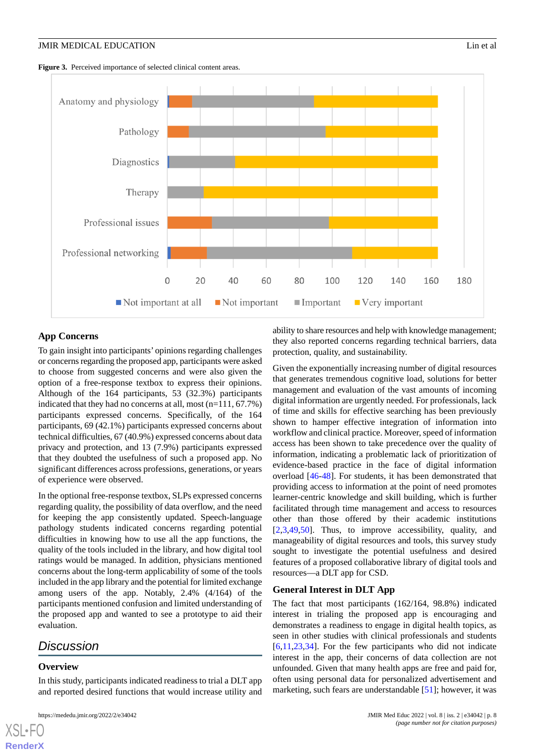**Figure 3.** Perceived importance of selected clinical content areas.

### App Concerns

To gain insight into participants' opinions regarding challenges or concerns regarding the proposed app, participants were asked to choose from suggested concerns and were also given the option of a free-response textbox to express their opinions. Although of the 164 participants, 53 (32.3%) participants indicated that they had no concerns at all, most (n=111, 67.7%) participants expressed concerns. Specifically, of the 164 participants, 69 (42.1%) participants expressed concerns about technical difficulties, 67 (40.9%) expressed concerns about data privacy and protection, and 13 (7.9%) participants expressed that they doubted the usefulness of such a proposed app. No significant differences across professions, generations, or years of experience were observed.

In the optional free-response textbox, SLPs expressed concerns regarding quality, the possibility of data overflow, and the need for keeping the app consistently updated. Speech-language pathology students indicated concerns regarding potential difficulties in knowing how to use all the app functions, the quality of the tools included in the library, and how digital tool ratings would be managed. In addition, physicians mentioned concerns about the long-term applicability of some of the tools included in the app library and the potential for limited exchange among users of the app. Notably, 2.4% (4/164) of the participants mentioned confusion and limited understanding of the proposed app and wanted to see a prototype to aid their evaluation.

## Discussion

### Overview

In this study, participants indicated readiness to trial a DLT app and reported desired functions that would increase utility and ability to share resources and help with knowledge management; they also reported concerns regarding technical barriers, data protection, quality, and sustainability.

Given the exponentially increasing number of digital resources that generates tremendous cognitive load, solutions for better management and evaluation of the vast amounts of incoming digital information are urgently needed. For professionals, lack of time and skills for effective searching has been previously shown to hamper effective integration of information into workflow and clinical practice. Moreover, speed of information access has been shown to take precedence over the quality of information, indicating a problematic lack of prioritization of evidence-based practice in the face of digital information overload [46-48]. For students, it has been demonstrated that providing access to information at the point of need promotes learner-centric knowledge and skill building, which is further facilitated through time management and access to resources other than those offered by their academic institutions [2,3,49,50]. Thus, to improve accessibility, quality, and manageability of digital resources and tools, this survey study sought to investigate the potential usefulness and desired features of a proposed collaborative library of digital tools and resources—a DLT app for CSD.

### General Interest in DLT App

The fact that most participants (162/164, 98.8%) indicated interest in trialing the proposed app is encouraging and demonstrates a readiness to engage in digital health topics, as seen in other studies with clinical professionals and students [6,11,23,34]. For the few participants who did not indicate interest in the app, their concerns of data collection are not unfounded. Given that many health apps are free and paid for, often using personal data for personalized advertisement and marketing, such fears are understandable [51]; however, it was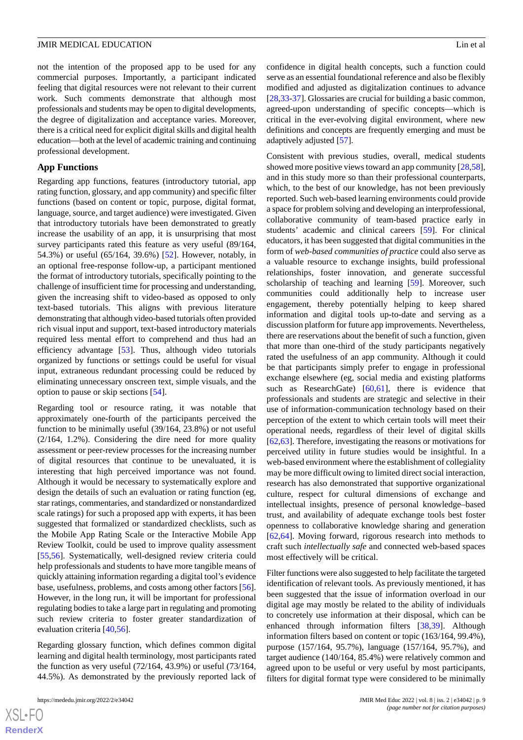not the intention of the proposed app to be used for any commercial purposes. Importantly, a participant indicated feeling that digital resources were not relevant to their current work. Such comments demonstrate that although most professionals and students may be open to digital developments, the degree of digitalization and acceptance varies. Moreover, there is a critical need for explicit digital skills and digital health education—both at the level of academic training and continuing professional development.

### App Functions

Regarding app functions, features (introductory tutorial, app rating function, glossary, and app community) and specific filter functions (based on content or topic, purpose, digital format, language, source, and target audience) were investigated. Given that introductory tutorials have been demonstrated to greatly increase the usability of an app, it is unsurprising that most survey participants rated this feature as very useful (89/164, 54.3%) or useful (65/164, 39.6%) [52]. However, notably, in an optional free-response follow-up, a participant mentioned the format of introductory tutorials, specifically pointing to the challenge of insufficient time for processing and understanding, given the increasing shift to video-based as opposed to only text-based tutorials. This aligns with previous literature demonstrating that although video-based tutorials often provided rich visual input and support, text-based introductory materials required less mental effort to comprehend and thus had an efficiency advantage [53]. Thus, although video tutorials organized by functions or settings could be useful for visual input, extraneous redundant processing could be reduced by eliminating unnecessary onscreen text, simple visuals, and the option to pause or skip sections [54].

Regarding tool or resource rating, it was notable that approximately one-fourth of the participants perceived the function to be minimally useful (39/164, 23.8%) or not useful (2/164, 1.2%). Considering the dire need for more quality assessment or peer-review processes for the increasing number of digital resources that continue to be unevaluated, it is interesting that high perceived importance was not found. Although it would be necessary to systematically explore and design the details of such an evaluation or rating function (eg, star ratings, commentaries, and standardized or nonstandardized scale ratings) for such a proposed app with experts, it has been suggested that formalized or standardized checklists, such as the Mobile App Rating Scale or the Interactive Mobile App Review Toolkit, could be used to improve quality assessment [55,56]. Systematically, well-designed review criteria could help professionals and students to have more tangible means of quickly attaining information regarding a digital tool's evidence base, usefulness, problems, and costs among other factors [56]. However, in the long run, it will be important for professional regulating bodies to take a large part in regulating and promoting such review criteria to foster greater standardization of evaluation criteria [40,56].

Regarding glossary function, which defines common digital learning and digital health terminology, most participants rated the function as very useful (72/164, 43.9%) or useful (73/164, 44.5%). As demonstrated by the previously reported lack of confidence in digital health concepts, such a function could serve as an essential foundational reference and also be flexibly modified and adjusted as digitalization continues to advance [28,33-37]. Glossaries are crucial for building a basic common, agreed-upon understanding of specific concepts—which is critical in the ever-evolving digital environment, where new definitions and concepts are frequently emerging and must be adaptively adjusted [57].

Consistent with previous studies, overall, medical students showed more positive views toward an app community [28,58], and in this study more so than their professional counterparts, which, to the best of our knowledge, has not been previously reported. Such web-based learning environments could provide a space for problem solving and developing an interprofessional, collaborative community of team-based practice early in students' academic and clinical careers [59]. For clinical educators, it has been suggested that digital communities in the form of *web-based communities of practice* could also serve as a valuable resource to exchange insights, build professional relationships, foster innovation, and generate successful scholarship of teaching and learning [59]. Moreover, such communities could additionally help to increase user engagement, thereby potentially helping to keep shared information and digital tools up-to-date and serving as a discussion platform for future app improvements. Nevertheless, there are reservations about the benefit of such a function, given that more than one-third of the study participants negatively rated the usefulness of an app community. Although it could be that participants simply prefer to engage in professional exchange elsewhere (eg, social media and existing platforms such as ResearchGate) [60,61], there is evidence that professionals and students are strategic and selective in their use of information-communication technology based on their perception of the extent to which certain tools will meet their operational needs, regardless of their level of digital skills [62,63]. Therefore, investigating the reasons or motivations for perceived utility in future studies would be insightful. In a web-based environment where the establishment of collegiality may be more difficult owing to limited direct social interaction, research has also demonstrated that supportive organizational culture, respect for cultural dimensions of exchange and intellectual insights, presence of personal knowledge–based trust, and availability of adequate exchange tools best foster openness to collaborative knowledge sharing and generation [62,64]. Moving forward, rigorous research into methods to craft such *intellectually safe* and connected web-based spaces most effectively will be critical.

Filter functions were also suggested to help facilitate the targeted identification of relevant tools. As previously mentioned, it has been suggested that the issue of information overload in our digital age may mostly be related to the ability of individuals to concretely use information at their disposal, which can be enhanced through information filters [38,39]. Although information filters based on content or topic (163/164, 99.4%), purpose (157/164, 95.7%), language (157/164, 95.7%), and target audience (140/164, 85.4%) were relatively common and agreed upon to be useful or very useful by most participants, filters for digital format type were considered to be minimally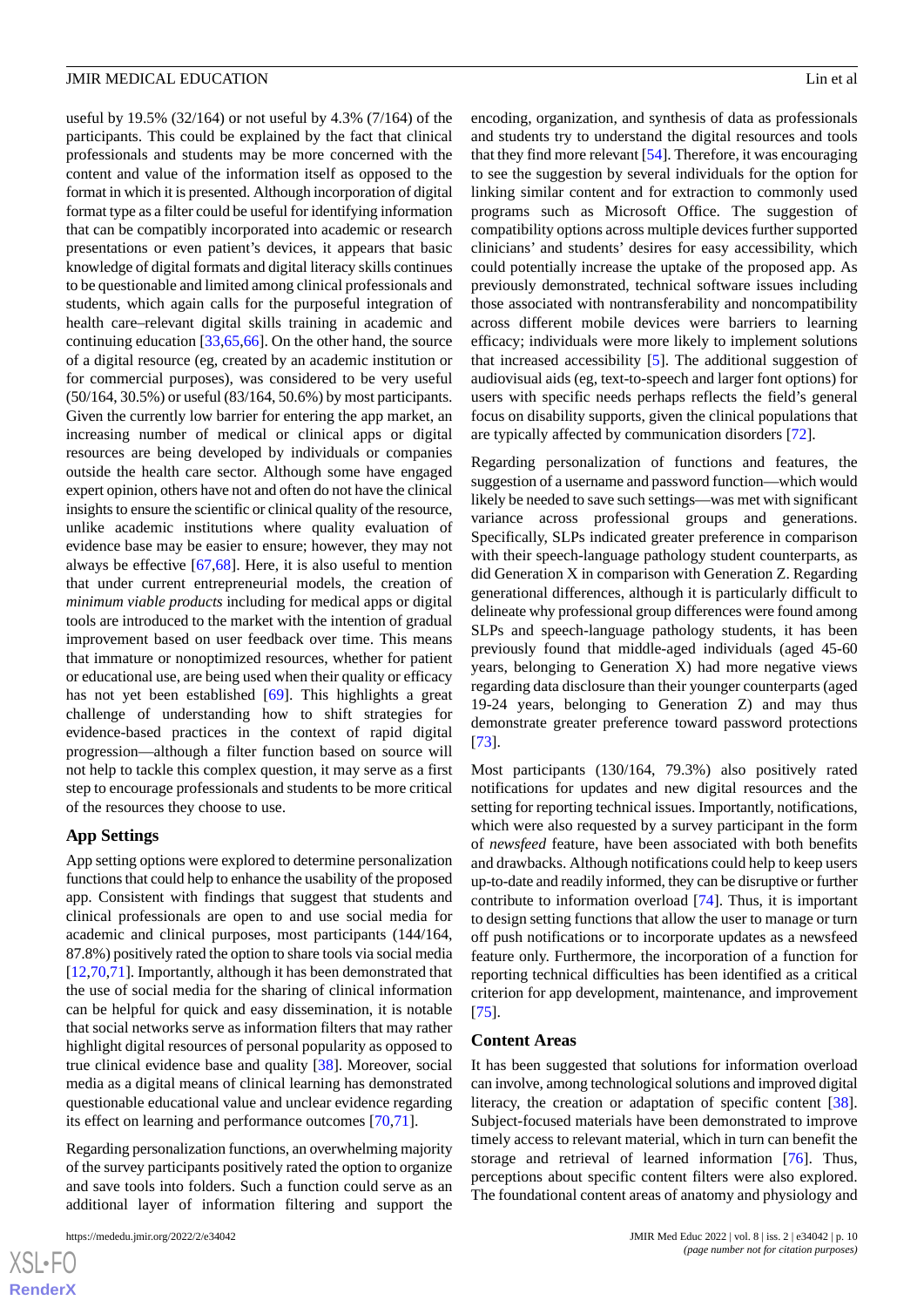useful by 19.5% (32/164) or not useful by 4.3% (7/164) of the participants. This could be explained by the fact that clinical professionals and students may be more concerned with the content and value of the information itself as opposed to the format in which it is presented. Although incorporation of digital format type as a filter could be useful for identifying information that can be compatibly incorporated into academic or research presentations or even patient's devices, it appears that basic knowledge of digital formats and digital literacy skills continues to be questionable and limited among clinical professionals and students, which again calls for the purposeful integration of health care–relevant digital skills training in academic and continuing education [33,65,66]. On the other hand, the source of a digital resource (eg, created by an academic institution or for commercial purposes), was considered to be very useful (50/164, 30.5%) or useful (83/164, 50.6%) by most participants. Given the currently low barrier for entering the app market, an increasing number of medical or clinical apps or digital resources are being developed by individuals or companies outside the health care sector. Although some have engaged expert opinion, others have not and often do not have the clinical insights to ensure the scientific or clinical quality of the resource, unlike academic institutions where quality evaluation of evidence base may be easier to ensure; however, they may not always be effective [67,68]. Here, it is also useful to mention that under current entrepreneurial models, the creation of *minimum viable products* including for medical apps or digital tools are introduced to the market with the intention of gradual improvement based on user feedback over time. This means that immature or nonoptimized resources, whether for patient or educational use, are being used when their quality or efficacy has not yet been established [69]. This highlights a great challenge of understanding how to shift strategies for evidence-based practices in the context of rapid digital progression—although a filter function based on source will not help to tackle this complex question, it may serve as a first step to encourage professionals and students to be more critical of the resources they choose to use.

### App Settings

App setting options were explored to determine personalization functions that could help to enhance the usability of the proposed app. Consistent with findings that suggest that students and clinical professionals are open to and use social media for academic and clinical purposes, most participants (144/164, 87.8%) positively rated the option to share tools via social media [12,70,71]. Importantly, although it has been demonstrated that the use of social media for the sharing of clinical information can be helpful for quick and easy dissemination, it is notable that social networks serve as information filters that may rather highlight digital resources of personal popularity as opposed to true clinical evidence base and quality [38]. Moreover, social media as a digital means of clinical learning has demonstrated questionable educational value and unclear evidence regarding its effect on learning and performance outcomes [70,71].

Regarding personalization functions, an overwhelming majority of the survey participants positively rated the option to organize and save tools into folders. Such a function could serve as an additional layer of information filtering and support the encoding, organization, and synthesis of data as professionals and students try to understand the digital resources and tools that they find more relevant [54]. Therefore, it was encouraging to see the suggestion by several individuals for the option for linking similar content and for extraction to commonly used programs such as Microsoft Office. The suggestion of compatibility options across multiple devices further supported clinicians' and students' desires for easy accessibility, which could potentially increase the uptake of the proposed app. As previously demonstrated, technical software issues including those associated with nontransferability and noncompatibility across different mobile devices were barriers to learning efficacy; individuals were more likely to implement solutions that increased accessibility [5]. The additional suggestion of audiovisual aids (eg, text-to-speech and larger font options) for users with specific needs perhaps reflects the field's general focus on disability supports, given the clinical populations that are typically affected by communication disorders [72].

Regarding personalization of functions and features, the suggestion of a username and password function—which would likely be needed to save such settings—was met with significant variance across professional groups and generations. Specifically, SLPs indicated greater preference in comparison with their speech-language pathology student counterparts, as did Generation X in comparison with Generation Z. Regarding generational differences, although it is particularly difficult to delineate why professional group differences were found among SLPs and speech-language pathology students, it has been previously found that middle-aged individuals (aged 45-60 years, belonging to Generation X) had more negative views regarding data disclosure than their younger counterparts (aged 19-24 years, belonging to Generation Z) and may thus demonstrate greater preference toward password protections [73].

Most participants (130/164, 79.3%) also positively rated notifications for updates and new digital resources and the setting for reporting technical issues. Importantly, notifications, which were also requested by a survey participant in the form of *newsfeed* feature, have been associated with both benefits and drawbacks. Although notifications could help to keep users up-to-date and readily informed, they can be disruptive or further contribute to information overload [74]. Thus, it is important to design setting functions that allow the user to manage or turn off push notifications or to incorporate updates as a newsfeed feature only. Furthermore, the incorporation of a function for reporting technical difficulties has been identified as a critical criterion for app development, maintenance, and improvement [75].

### Content Areas

It has been suggested that solutions for information overload can involve, among technological solutions and improved digital literacy, the creation or adaptation of specific content [38]. Subject-focused materials have been demonstrated to improve timely access to relevant material, which in turn can benefit the storage and retrieval of learned information [76]. Thus, perceptions about specific content filters were also explored. The foundational content areas of anatomy and physiology and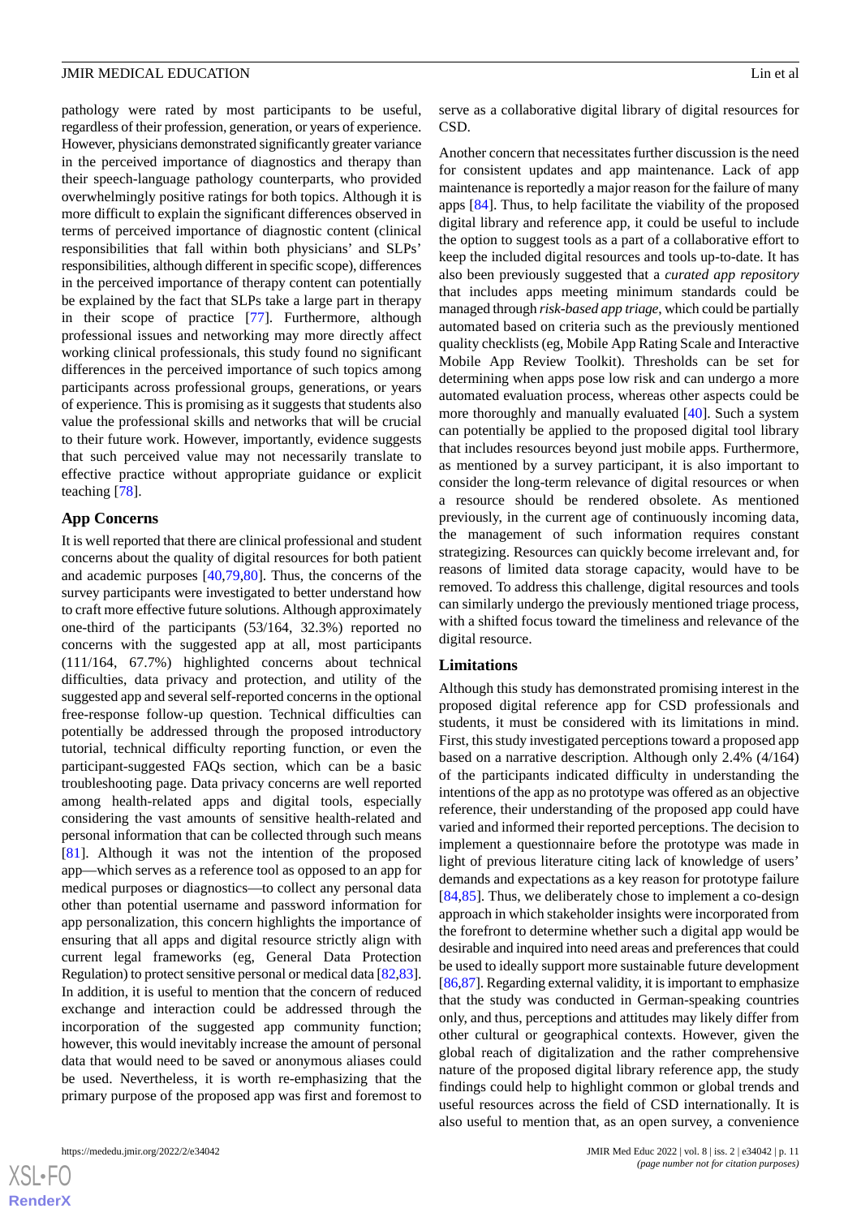pathology were rated by most participants to be useful, regardless of their profession, generation, or years of experience. However, physicians demonstrated significantly greater variance in the perceived importance of diagnostics and therapy than their speech-language pathology counterparts, who provided overwhelmingly positive ratings for both topics. Although it is more difficult to explain the significant differences observed in terms of perceived importance of diagnostic content (clinical responsibilities that fall within both physicians' and SLPs' responsibilities, although different in specific scope), differences in the perceived importance of therapy content can potentially be explained by the fact that SLPs take a large part in therapy in their scope of practice [77]. Furthermore, although professional issues and networking may more directly affect working clinical professionals, this study found no significant differences in the perceived importance of such topics among participants across professional groups, generations, or years of experience. This is promising as it suggests that students also value the professional skills and networks that will be crucial to their future work. However, importantly, evidence suggests that such perceived value may not necessarily translate to effective practice without appropriate guidance or explicit teaching [78].

## App Concerns

It is well reported that there are clinical professional and student concerns about the quality of digital resources for both patient and academic purposes [40,79,80]. Thus, the concerns of the survey participants were investigated to better understand how to craft more effective future solutions. Although approximately one-third of the participants (53/164, 32.3%) reported no concerns with the suggested app at all, most participants (111/164, 67.7%) highlighted concerns about technical difficulties, data privacy and protection, and utility of the suggested app and several self-reported concerns in the optional free-response follow-up question. Technical difficulties can potentially be addressed through the proposed introductory tutorial, technical difficulty reporting function, or even the participant-suggested FAQs section, which can be a basic troubleshooting page. Data privacy concerns are well reported among health-related apps and digital tools, especially considering the vast amounts of sensitive health-related and personal information that can be collected through such means [81]. Although it was not the intention of the proposed app—which serves as a reference tool as opposed to an app for medical purposes or diagnostics—to collect any personal data other than potential username and password information for app personalization, this concern highlights the importance of ensuring that all apps and digital resource strictly align with current legal frameworks (eg, General Data Protection Regulation) to protect sensitive personal or medical data [82,83]. In addition, it is useful to mention that the concern of reduced exchange and interaction could be addressed through the incorporation of the suggested app community function; however, this would inevitably increase the amount of personal data that would need to be saved or anonymous aliases could be used. Nevertheless, it is worth re-emphasizing that the primary purpose of the proposed app was first and foremost to serve as a collaborative digital library of digital resources for CSD.

Another concern that necessitates further discussion is the need for consistent updates and app maintenance. Lack of app maintenance is reportedly a major reason for the failure of many apps [84]. Thus, to help facilitate the viability of the proposed digital library and reference app, it could be useful to include the option to suggest tools as a part of a collaborative effort to keep the included digital resources and tools up-to-date. It has also been previously suggested that a *curated app repository* that includes apps meeting minimum standards could be managed through *risk-based app triage*, which could be partially automated based on criteria such as the previously mentioned quality checklists (eg, Mobile App Rating Scale and Interactive Mobile App Review Toolkit). Thresholds can be set for determining when apps pose low risk and can undergo a more automated evaluation process, whereas other aspects could be more thoroughly and manually evaluated [40]. Such a system can potentially be applied to the proposed digital tool library that includes resources beyond just mobile apps. Furthermore, as mentioned by a survey participant, it is also important to consider the long-term relevance of digital resources or when a resource should be rendered obsolete. As mentioned previously, in the current age of continuously incoming data, the management of such information requires constant strategizing. Resources can quickly become irrelevant and, for reasons of limited data storage capacity, would have to be removed. To address this challenge, digital resources and tools can similarly undergo the previously mentioned triage process, with a shifted focus toward the timeliness and relevance of the digital resource.

## Limitations

Although this study has demonstrated promising interest in the proposed digital reference app for CSD professionals and students, it must be considered with its limitations in mind. First, this study investigated perceptions toward a proposed app based on a narrative description. Although only 2.4% (4/164) of the participants indicated difficulty in understanding the intentions of the app as no prototype was offered as an objective reference, their understanding of the proposed app could have varied and informed their reported perceptions. The decision to implement a questionnaire before the prototype was made in light of previous literature citing lack of knowledge of users' demands and expectations as a key reason for prototype failure [84,85]. Thus, we deliberately chose to implement a co-design approach in which stakeholder insights were incorporated from the forefront to determine whether such a digital app would be desirable and inquired into need areas and preferences that could be used to ideally support more sustainable future development [86,87]. Regarding external validity, it is important to emphasize that the study was conducted in German-speaking countries only, and thus, perceptions and attitudes may likely differ from other cultural or geographical contexts. However, given the global reach of digitalization and the rather comprehensive nature of the proposed digital library reference app, the study findings could help to highlight common or global trends and useful resources across the field of CSD internationally. It is also useful to mention that, as an open survey, a convenience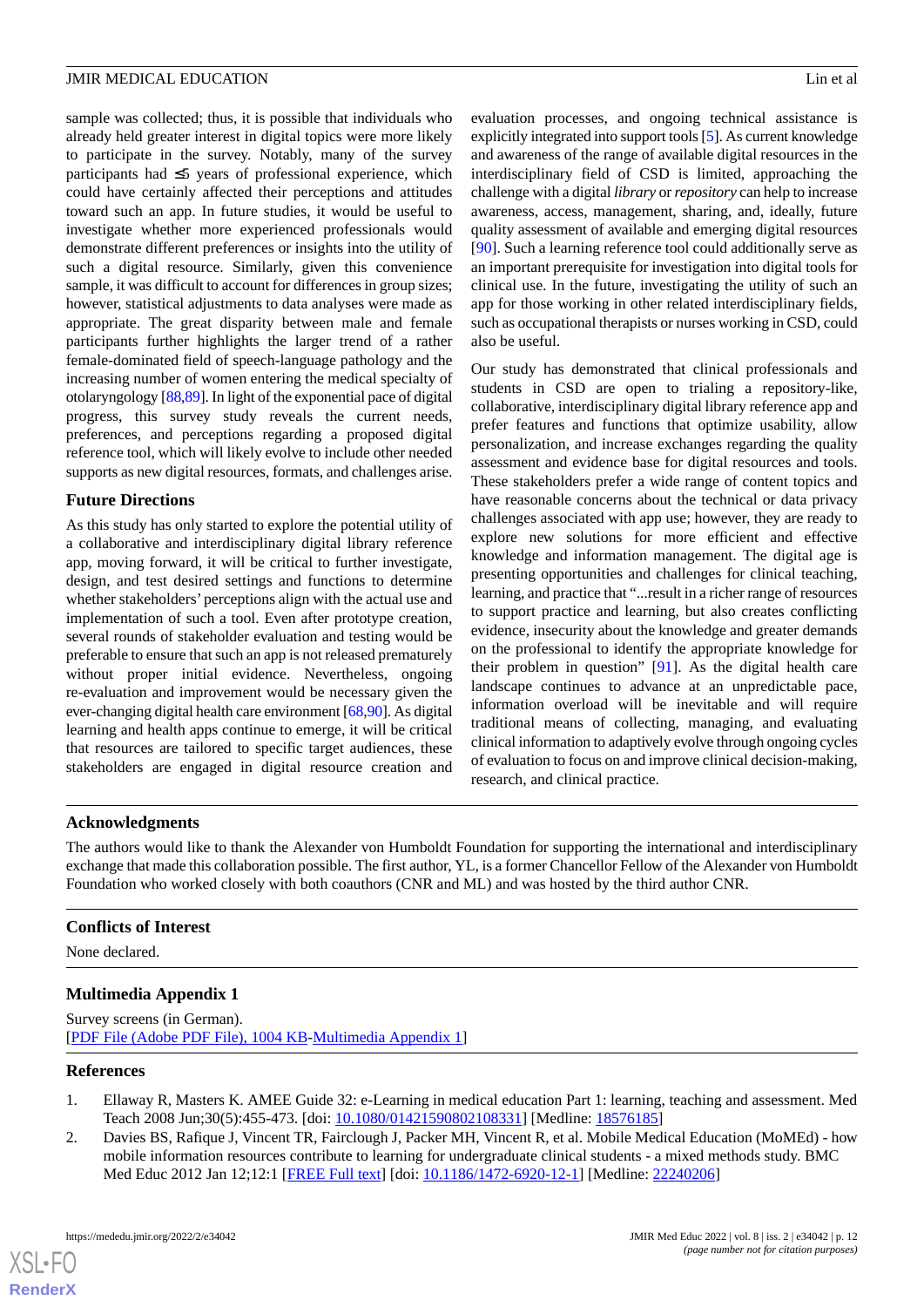sample was collected; thus, it is possible that individuals who already held greater interest in digital topics were more likely to participate in the survey. Notably, many of the survey participants had ≤5 years of professional experience, which could have certainly affected their perceptions and attitudes toward such an app. In future studies, it would be useful to investigate whether more experienced professionals would demonstrate different preferences or insights into the utility of such a digital resource. Similarly, given this convenience sample, it was difficult to account for differences in group sizes; however, statistical adjustments to data analyses were made as appropriate. The great disparity between male and female participants further highlights the larger trend of a rather female-dominated field of speech-language pathology and the increasing number of women entering the medical specialty of otolaryngology [88,89]. In light of the exponential pace of digital progress, this survey study reveals the current needs, preferences, and perceptions regarding a proposed digital reference tool, which will likely evolve to include other needed supports as new digital resources, formats, and challenges arise.

### Future Directions

As this study has only started to explore the potential utility of a collaborative and interdisciplinary digital library reference app, moving forward, it will be critical to further investigate, design, and test desired settings and functions to determine whether stakeholders' perceptions align with the actual use and implementation of such a tool. Even after prototype creation, several rounds of stakeholder evaluation and testing would be preferable to ensure that such an app is not released prematurely without proper initial evidence. Nevertheless, ongoing re-evaluation and improvement would be necessary given the ever-changing digital health care environment [68,90]. As digital learning and health apps continue to emerge, it will be critical that resources are tailored to specific target audiences, these stakeholders are engaged in digital resource creation and evaluation processes, and ongoing technical assistance is explicitly integrated into support tools [5]. As current knowledge and awareness of the range of available digital resources in the interdisciplinary field of CSD is limited, approaching the challenge with a digital *library* or *repository* can help to increase awareness, access, management, sharing, and, ideally, future quality assessment of available and emerging digital resources [90]. Such a learning reference tool could additionally serve as an important prerequisite for investigation into digital tools for clinical use. In the future, investigating the utility of such an app for those working in other related interdisciplinary fields, such as occupational therapists or nurses working in CSD, could also be useful.

Our study has demonstrated that clinical professionals and students in CSD are open to trialing a repository-like, collaborative, interdisciplinary digital library reference app and prefer features and functions that optimize usability, allow personalization, and increase exchanges regarding the quality assessment and evidence base for digital resources and tools. These stakeholders prefer a wide range of content topics and have reasonable concerns about the technical or data privacy challenges associated with app use; however, they are ready to explore new solutions for more efficient and effective knowledge and information management. The digital age is presenting opportunities and challenges for clinical teaching, learning, and practice that "...result in a richer range of resources to support practice and learning, but also creates conflicting evidence, insecurity about the knowledge and greater demands on the professional to identify the appropriate knowledge for their problem in question" [91]. As the digital health care landscape continues to advance at an unpredictable pace, information overload will be inevitable and will require traditional means of collecting, managing, and evaluating clinical information to adaptively evolve through ongoing cycles of evaluation to focus on and improve clinical decision-making, research, and clinical practice.

## Acknowledgments

The authors would like to thank the Alexander von Humboldt Foundation for supporting the international and interdisciplinary exchange that made this collaboration possible. The first author, YL, is a former Chancellor Fellow of the Alexander von Humboldt Foundation who worked closely with both coauthors (CNR and ML) and was hosted by the third author CNR.

## Conflicts of Interest

None declared.

## Multimedia Appendix 1

Survey screens (in German).
[PDF File (Adobe PDF File), 1004 KB-Multimedia Appendix 1]

## References

1. Ellaway R, Masters K. AMEE Guide 32: e-Learning in medical education Part 1: learning, teaching and assessment. Med Teach 2008 Jun;30(5):455-473. [doi: 10.1080/01421590802108331] [Medline: 18576185]
2. Davies BS, Rafique J, Vincent TR, Fairclough J, Packer MH, Vincent R, et al. Mobile Medical Education (MoMEd) - how mobile information resources contribute to learning for undergraduate clinical students - a mixed methods study. BMC Med Educ 2012 Jan 12;12:1 [FREE Full text] [doi: 10.1186/1472-6920-12-1] [Medline: 22240206]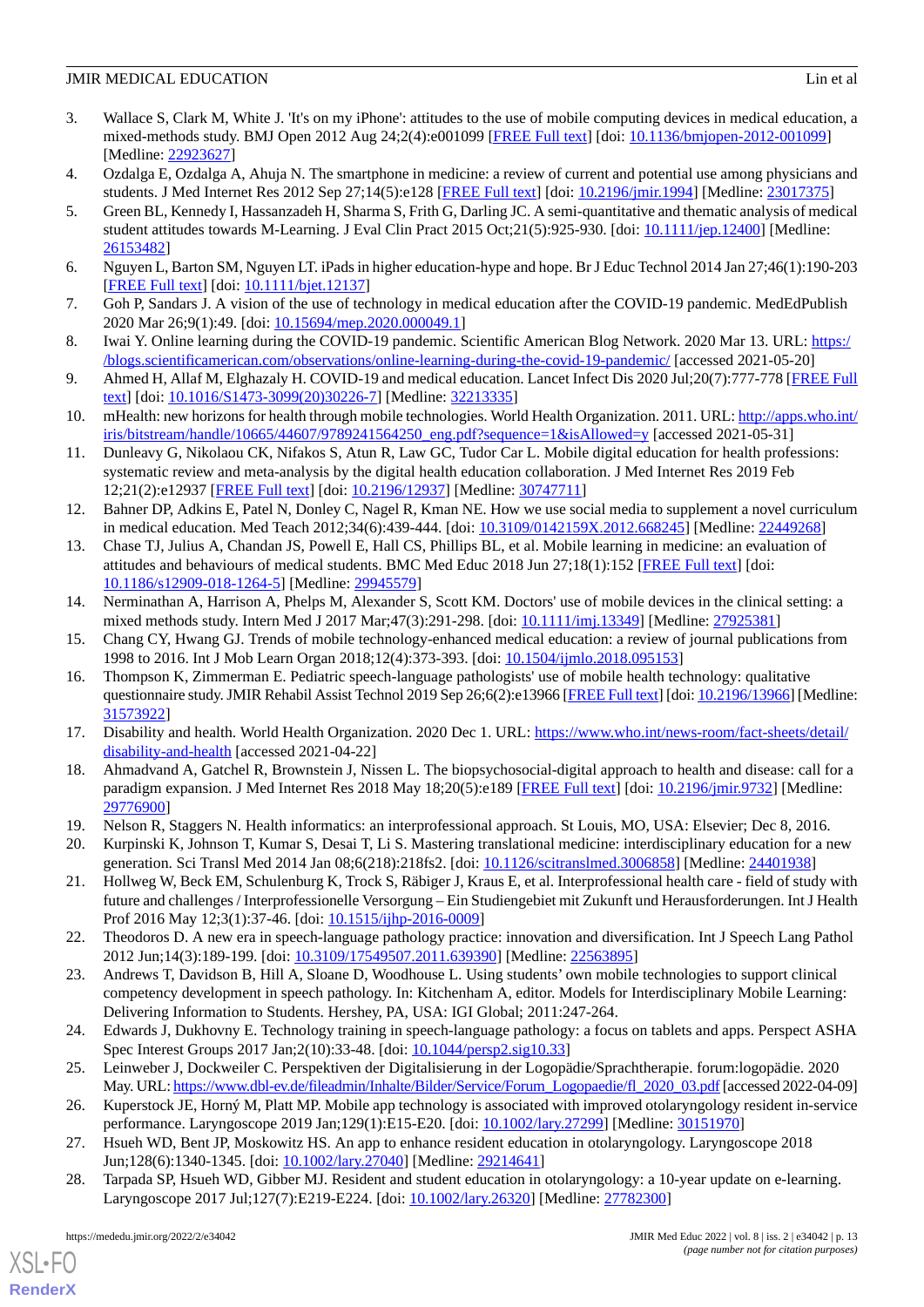3. Wallace S, Clark M, White J. 'It's on my iPhone': attitudes to the use of mobile computing devices in medical education, a mixed-methods study. BMJ Open 2012 Aug 24;2(4):e001099 [FREE Full text] [doi: 10.1136/bmjopen-2012-001099] [Medline: 22923627]
4. Ozdalga E, Ozdalga A, Ahuja N. The smartphone in medicine: a review of current and potential use among physicians and students. J Med Internet Res 2012 Sep 27;14(5):e128 [FREE Full text] [doi: 10.2196/jmir.1994] [Medline: 23017375]
5. Green BL, Kennedy I, Hassanzadeh H, Sharma S, Frith G, Darling JC. A semi-quantitative and thematic analysis of medical student attitudes towards M-Learning. J Eval Clin Pract 2015 Oct;21(5):925-930. [doi: 10.1111/jep.12400] [Medline: 26153482]
6. Nguyen L, Barton SM, Nguyen LT. iPads in higher education-hype and hope. Br J Educ Technol 2014 Jan 27;46(1):190-203 [FREE Full text] [doi: 10.1111/bjet.12137]
7. Goh P, Sandars J. A vision of the use of technology in medical education after the COVID-19 pandemic. MedEdPublish 2020 Mar 26;9(1):49. [doi: 10.15694/mep.2020.000049.1]
8. Iwai Y. Online learning during the COVID-19 pandemic. Scientific American Blog Network. 2020 Mar 13. URL: https://blogs.scientificamerican.com/observations/online-learning-during-the-covid-19-pandemic/ [accessed 2021-05-20]
9. Ahmed H, Allaf M, Elghazaly H. COVID-19 and medical education. Lancet Infect Dis 2020 Jul;20(7):777-778 [FREE Full text] [doi: 10.1016/S1473-3099(20)30226-7] [Medline: 32213335]
10. mHealth: new horizons for health through mobile technologies. World Health Organization. 2011. URL: http://apps.who.int/iris/bitstream/handle/10665/44607/9789241564250_eng.pdf?sequence=1&isAllowed=y [accessed 2021-05-31]
11. Dunleavy G, Nikolaou CK, Nifakos S, Atun R, Law GC, Tudor Car L. Mobile digital education for health professions: systematic review and meta-analysis by the digital health education collaboration. J Med Internet Res 2019 Feb 12;21(2):e12937 [FREE Full text] [doi: 10.2196/12937] [Medline: 30747711]
12. Bahner DP, Adkins E, Patel N, Donley C, Nagel R, Kman NE. How we use social media to supplement a novel curriculum in medical education. Med Teach 2012;34(6):439-444. [doi: 10.3109/0142159X.2012.668245] [Medline: 22449268]
13. Chase TJ, Julius A, Chandan JS, Powell E, Hall CS, Phillips BL, et al. Mobile learning in medicine: an evaluation of attitudes and behaviours of medical students. BMC Med Educ 2018 Jun 27;18(1):152 [FREE Full text] [doi: 10.1186/s12909-018-1264-5] [Medline: 29945579]
14. Nerminathan A, Harrison A, Phelps M, Alexander S, Scott KM. Doctors' use of mobile devices in the clinical setting: a mixed methods study. Intern Med J 2017 Mar;47(3):291-298. [doi: 10.1111/imj.13349] [Medline: 27925381]
15. Chang CY, Hwang GJ. Trends of mobile technology-enhanced medical education: a review of journal publications from 1998 to 2016. Int J Mob Learn Organ 2018;12(4):373-393. [doi: 10.1504/ijmlo.2018.095153]
16. Thompson K, Zimmerman E. Pediatric speech-language pathologists' use of mobile health technology: qualitative questionnaire study. JMIR Rehabil Assist Technol 2019 Sep 26;6(2):e13966 [FREE Full text] [doi: 10.2196/13966] [Medline: 31573922]
17. Disability and health. World Health Organization. 2020 Dec 1. URL: https://www.who.int/news-room/fact-sheets/detail/disability-and-health [accessed 2021-04-22]
18. Ahmadvand A, Gatchel R, Brownstein J, Nissen L. The biopsychosocial-digital approach to health and disease: call for a paradigm expansion. J Med Internet Res 2018 May 18;20(5):e189 [FREE Full text] [doi: 10.2196/jmir.9732] [Medline: 29776900]
19. Nelson R, Staggers N. Health informatics: an interprofessional approach. St Louis, MO, USA: Elsevier; Dec 8, 2016.
20. Kurpinski K, Johnson T, Kumar S, Desai T, Li S. Mastering translational medicine: interdisciplinary education for a new generation. Sci Transl Med 2014 Jan 08;6(218):218fs2. [doi: 10.1126/scitranslmed.3006858] [Medline: 24401938]
21. Hollweg W, Beck EM, Schulenburg K, Trock S, Räbiger J, Kraus E, et al. Interprofessional health care - field of study with future and challenges / Interprofessionelle Versorgung – Ein Studiengebiet mit Zukunft und Herausforderungen. Int J Health Prof 2016 May 12;3(1):37-46. [doi: 10.1515/ijhp-2016-0009]
22. Theodoros D. A new era in speech-language pathology practice: innovation and diversification. Int J Speech Lang Pathol 2012 Jun;14(3):189-199. [doi: 10.3109/17549507.2011.639390] [Medline: 22563895]
23. Andrews T, Davidson B, Hill A, Sloane D, Woodhouse L. Using students' own mobile technologies to support clinical competency development in speech pathology. In: Kitchenham A, editor. Models for Interdisciplinary Mobile Learning: Delivering Information to Students. Hershey, PA, USA: IGI Global; 2011:247-264.
24. Edwards J, Dukhovny E. Technology training in speech-language pathology: a focus on tablets and apps. Perspect ASHA Spec Interest Groups 2017 Jan;2(10):33-48. [doi: 10.1044/persp2.sig10.33]
25. Leinweber J, Dockweiler C. Perspektiven der Digitalisierung in der Logopädie/Sprachtherapie. forum:logopädie. 2020 May. URL: https://www.dbl-ev.de/fileadmin/Inhalte/Bilder/Service/Forum_Logopaedie/fl_2020_03.pdf [accessed 2022-04-09]
26. Kuperstock JE, Horný M, Platt MP. Mobile app technology is associated with improved otolaryngology resident in-service performance. Laryngoscope 2019 Jan;129(1):E15-E20. [doi: 10.1002/lary.27299] [Medline: 30151970]
27. Hsueh WD, Bent JP, Moskowitz HS. An app to enhance resident education in otolaryngology. Laryngoscope 2018 Jun;128(6):1340-1345. [doi: 10.1002/lary.27040] [Medline: 29214641]
28. Tarpada SP, Hsueh WD, Gibber MJ. Resident and student education in otolaryngology: a 10-year update on e-learning. Laryngoscope 2017 Jul;127(7):E219-E224. [doi: 10.1002/lary.26320] [Medline: 27782300]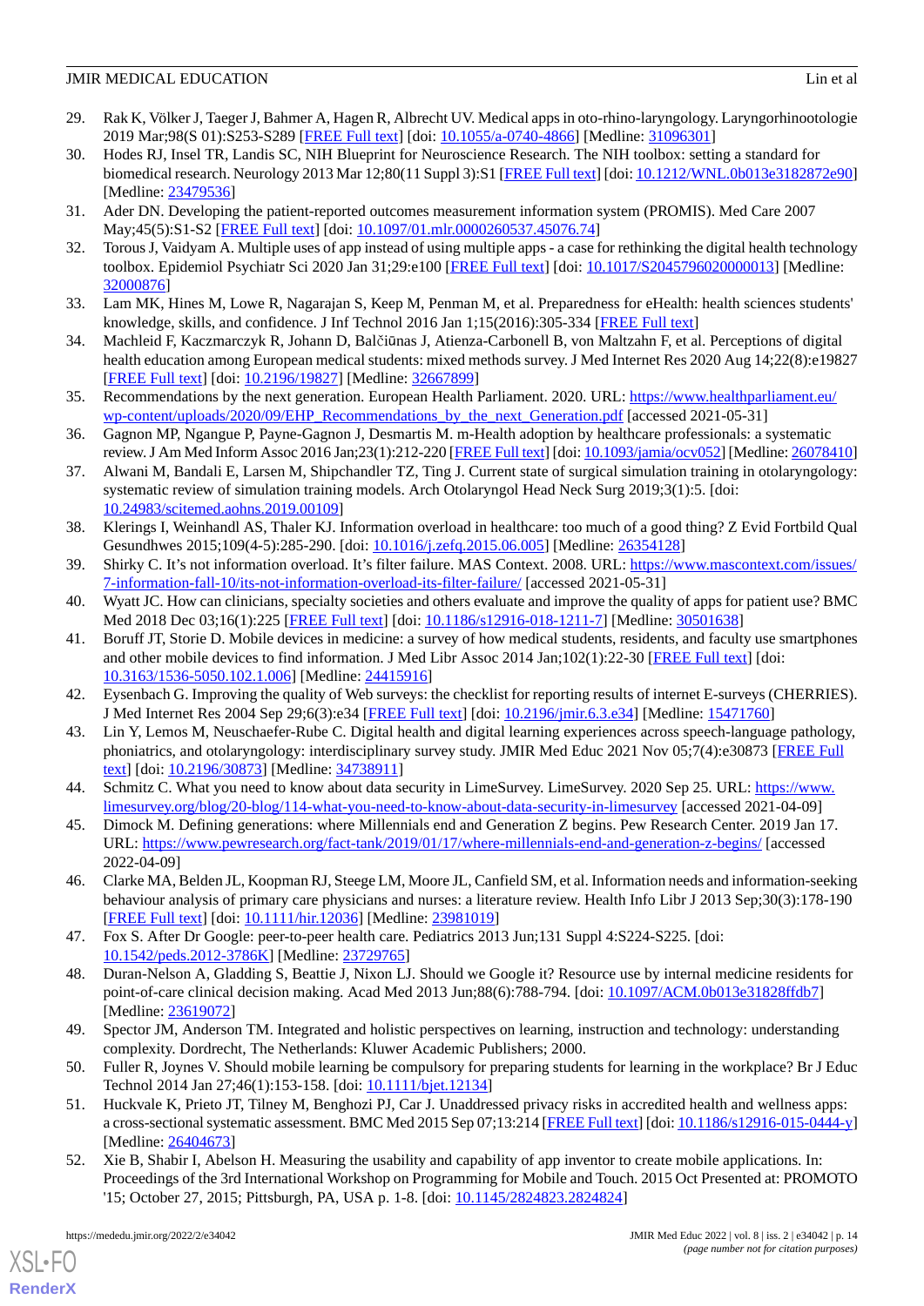29. Rak K, Völker J, Taeger J, Bahmer A, Hagen R, Albrecht UV. Medical apps in oto-rhino-laryngology. Laryngorhinootologie 2019 Mar;98(S 01):S253-S289 [FREE Full text] [doi: 10.1055/a-0740-4866] [Medline: 31096301]
30. Hodes RJ, Insel TR, Landis SC, NIH Blueprint for Neuroscience Research. The NIH toolbox: setting a standard for biomedical research. Neurology 2013 Mar 12;80(11 Suppl 3):S1 [FREE Full text] [doi: 10.1212/WNL.0b013e3182872e90] [Medline: 23479536]
31. Ader DN. Developing the patient-reported outcomes measurement information system (PROMIS). Med Care 2007 May;45(5):S1-S2 [FREE Full text] [doi: 10.1097/01.mlr.0000260537.45076.74]
32. Torous J, Vaidyam A. Multiple uses of app instead of using multiple apps - a case for rethinking the digital health technology toolbox. Epidemiol Psychiatr Sci 2020 Jan 31;29:e100 [FREE Full text] [doi: 10.1017/S2045796020000013] [Medline: 32000876]
33. Lam MK, Hines M, Lowe R, Nagarajan S, Keep M, Penman M, et al. Preparedness for eHealth: health sciences students' knowledge, skills, and confidence. J Inf Technol 2016 Jan 1;15(2016):305-334 [FREE Full text]
34. Machleid F, Kaczmarczyk R, Johann D, Balčiūnas J, Atienza-Carbonell B, von Maltzahn F, et al. Perceptions of digital health education among European medical students: mixed methods survey. J Med Internet Res 2020 Aug 14;22(8):e19827 [FREE Full text] [doi: 10.2196/19827] [Medline: 32667899]
35. Recommendations by the next generation. European Health Parliament. 2020. URL: https://www.healthparliament.eu/wp-content/uploads/2020/09/EHP_Recommendations_by_the_next_Generation.pdf [accessed 2021-05-31]
36. Gagnon MP, Ngangue P, Payne-Gagnon J, Desmartis M. m-Health adoption by healthcare professionals: a systematic review. J Am Med Inform Assoc 2016 Jan;23(1):212-220 [FREE Full text] [doi: 10.1093/jamia/ocv052] [Medline: 26078410]
37. Alwani M, Bandali E, Larsen M, Shipchandler TZ, Ting J. Current state of surgical simulation training in otolaryngology: systematic review of simulation training models. Arch Otolaryngol Head Neck Surg 2019;3(1):5. [doi: 10.24983/scitemed.aohns.2019.00109]
38. Klerings I, Weinhandl AS, Thaler KJ. Information overload in healthcare: too much of a good thing? Z Evid Fortbild Qual Gesundhwes 2015;109(4-5):285-290. [doi: 10.1016/j.zefq.2015.06.005] [Medline: 26354128]
39. Shirky C. It's not information overload. It's filter failure. MAS Context. 2008. URL: https://www.mascontext.com/issues/7-information-fall-10/its-not-information-overload-its-filter-failure/ [accessed 2021-05-31]
40. Wyatt JC. How can clinicians, specialty societies and others evaluate and improve the quality of apps for patient use? BMC Med 2018 Dec 03;16(1):225 [FREE Full text] [doi: 10.1186/s12916-018-1211-7] [Medline: 30501638]
41. Boruff JT, Storie D. Mobile devices in medicine: a survey of how medical students, residents, and faculty use smartphones and other mobile devices to find information. J Med Libr Assoc 2014 Jan;102(1):22-30 [FREE Full text] [doi: 10.3163/1536-5050.102.1.006] [Medline: 24415916]
42. Eysenbach G. Improving the quality of Web surveys: the checklist for reporting results of internet E-surveys (CHERRIES). J Med Internet Res 2004 Sep 29;6(3):e34 [FREE Full text] [doi: 10.2196/jmir.6.3.e34] [Medline: 15471760]
43. Lin Y, Lemos M, Neuschaefer-Rube C. Digital health and digital learning experiences across speech-language pathology, phoniatrics, and otolaryngology: interdisciplinary survey study. JMIR Med Educ 2021 Nov 05;7(4):e30873 [FREE Full text] [doi: 10.2196/30873] [Medline: 34738911]
44. Schmitz C. What you need to know about data security in LimeSurvey. LimeSurvey. 2020 Sep 25. URL: https://www.limesurvey.org/blog/20-blog/114-what-you-need-to-know-about-data-security-in-limesurvey [accessed 2021-04-09]
45. Dimock M. Defining generations: where Millennials end and Generation Z begins. Pew Research Center. 2019 Jan 17. URL: https://www.pewresearch.org/fact-tank/2019/01/17/where-millennials-end-and-generation-z-begins/ [accessed 2022-04-09]
46. Clarke MA, Belden JL, Koopman RJ, Steege LM, Moore JL, Canfield SM, et al. Information needs and information-seeking behaviour analysis of primary care physicians and nurses: a literature review. Health Info Libr J 2013 Sep;30(3):178-190 [FREE Full text] [doi: 10.1111/hir.12036] [Medline: 23981019]
47. Fox S. After Dr Google: peer-to-peer health care. Pediatrics 2013 Jun;131 Suppl 4:S224-S225. [doi: 10.1542/peds.2012-3786K] [Medline: 23729765]
48. Duran-Nelson A, Gladding S, Beattie J, Nixon LJ. Should we Google it? Resource use by internal medicine residents for point-of-care clinical decision making. Acad Med 2013 Jun;88(6):788-794. [doi: 10.1097/ACM.0b013e31828ffdb7] [Medline: 23619072]
49. Spector JM, Anderson TM. Integrated and holistic perspectives on learning, instruction and technology: understanding complexity. Dordrecht, The Netherlands: Kluwer Academic Publishers; 2000.
50. Fuller R, Joynes V. Should mobile learning be compulsory for preparing students for learning in the workplace? Br J Educ Technol 2014 Jan 27;46(1):153-158. [doi: 10.1111/bjet.12134]
51. Huckvale K, Prieto JT, Tilney M, Benghozi PJ, Car J. Unaddressed privacy risks in accredited health and wellness apps: a cross-sectional systematic assessment. BMC Med 2015 Sep 07;13:214 [FREE Full text] [doi: 10.1186/s12916-015-0444-y] [Medline: 26404673]
52. Xie B, Shabir I, Abelson H. Measuring the usability and capability of app inventor to create mobile applications. In: Proceedings of the 3rd International Workshop on Programming for Mobile and Touch. 2015 Oct Presented at: PROMOTO '15; October 27, 2015; Pittsburgh, PA, USA p. 1-8. [doi: 10.1145/2824823.2824824]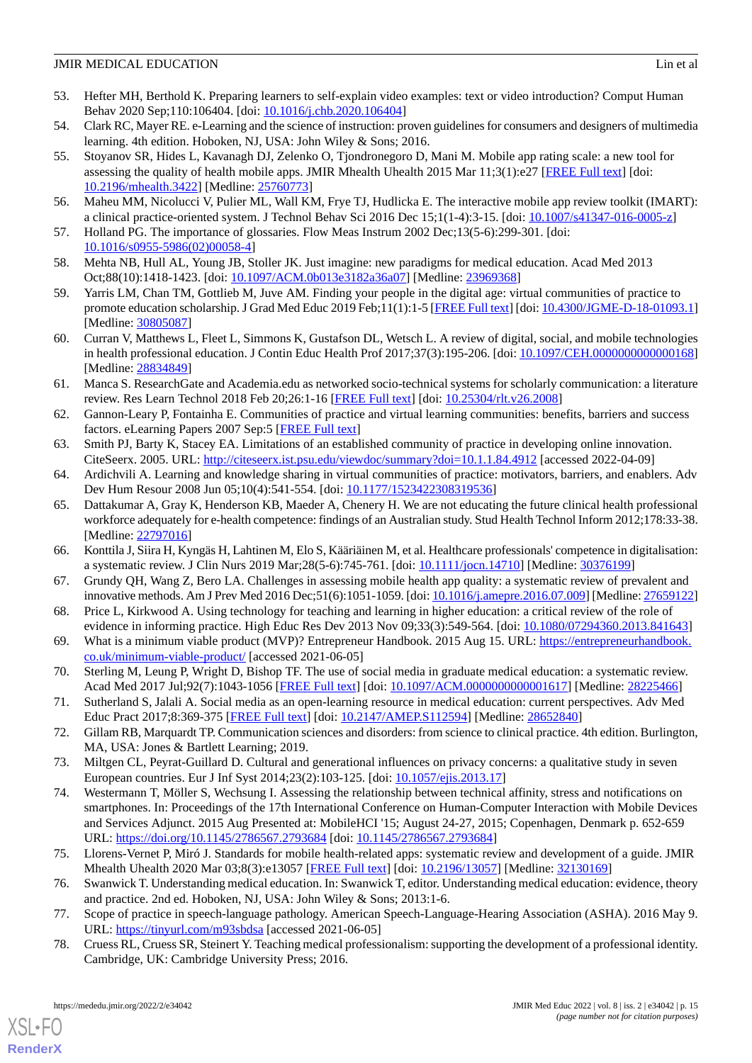53. Hefter MH, Berthold K. Preparing learners to self-explain video examples: text or video introduction? Comput Human Behav 2020 Sep;110:106404. [doi: 10.1016/j.chb.2020.106404]
54. Clark RC, Mayer RE. e-Learning and the science of instruction: proven guidelines for consumers and designers of multimedia learning. 4th edition. Hoboken, NJ, USA: John Wiley & Sons; 2016.
55. Stoyanov SR, Hides L, Kavanagh DJ, Zelenko O, Tjondronegoro D, Mani M. Mobile app rating scale: a new tool for assessing the quality of health mobile apps. JMIR Mhealth Uhealth 2015 Mar 11;3(1):e27 [FREE Full text] [doi: 10.2196/mhealth.3422] [Medline: 25760773]
56. Maheu MM, Nicolucci V, Pulier ML, Wall KM, Frye TJ, Hudlicka E. The interactive mobile app review toolkit (IMART): a clinical practice-oriented system. J Technol Behav Sci 2016 Dec 15;1(1-4):3-15. [doi: 10.1007/s41347-016-0005-z]
57. Holland PG. The importance of glossaries. Flow Meas Instrum 2002 Dec;13(5-6):299-301. [doi: 10.1016/s0955-5986(02)00058-4]
58. Mehta NB, Hull AL, Young JB, Stoller JK. Just imagine: new paradigms for medical education. Acad Med 2013 Oct;88(10):1418-1423. [doi: 10.1097/ACM.0b013e3182a36a07] [Medline: 23969368]
59. Yarris LM, Chan TM, Gottlieb M, Juve AM. Finding your people in the digital age: virtual communities of practice to promote education scholarship. J Grad Med Educ 2019 Feb;11(1):1-5 [FREE Full text] [doi: 10.4300/JGME-D-18-01093.1] [Medline: 30805087]
60. Curran V, Matthews L, Fleet L, Simmons K, Gustafson DL, Wetsch L. A review of digital, social, and mobile technologies in health professional education. J Contin Educ Health Prof 2017;37(3):195-206. [doi: 10.1097/CEH.0000000000000168] [Medline: 28834849]
61. Manca S. ResearchGate and Academia.edu as networked socio-technical systems for scholarly communication: a literature review. Res Learn Technol 2018 Feb 20;26:1-16 [FREE Full text] [doi: 10.25304/rlt.v26.2008]
62. Gannon-Leary P, Fontainha E. Communities of practice and virtual learning communities: benefits, barriers and success factors. eLearning Papers 2007 Sep:5 [FREE Full text]
63. Smith PJ, Barty K, Stacey EA. Limitations of an established community of practice in developing online innovation. CiteSeerx. 2005. URL: http://citeseerx.ist.psu.edu/viewdoc/summary?doi=10.1.1.84.4912 [accessed 2022-04-09]
64. Ardichvili A. Learning and knowledge sharing in virtual communities of practice: motivators, barriers, and enablers. Adv Dev Hum Resour 2008 Jun 05;10(4):541-554. [doi: 10.1177/1523422308319536]
65. Dattakumar A, Gray K, Henderson KB, Maeder A, Chenery H. We are not educating the future clinical health professional workforce adequately for e-health competence: findings of an Australian study. Stud Health Technol Inform 2012;178:33-38. [Medline: 22797016]
66. Konttila J, Siira H, Kyngäs H, Lahtinen M, Elo S, Kääriäinen M, et al. Healthcare professionals' competence in digitalisation: a systematic review. J Clin Nurs 2019 Mar;28(5-6):745-761. [doi: 10.1111/jocn.14710] [Medline: 30376199]
67. Grundy QH, Wang Z, Bero LA. Challenges in assessing mobile health app quality: a systematic review of prevalent and innovative methods. Am J Prev Med 2016 Dec;51(6):1051-1059. [doi: 10.1016/j.amepre.2016.07.009] [Medline: 27659122]
68. Price L, Kirkwood A. Using technology for teaching and learning in higher education: a critical review of the role of evidence in informing practice. High Educ Res Dev 2013 Nov 09;33(3):549-564. [doi: 10.1080/07294360.2013.841643]
69. What is a minimum viable product (MVP)? Entrepreneur Handbook. 2015 Aug 15. URL: https://entrepreneurhandbook.co.uk/minimum-viable-product/ [accessed 2021-06-05]
70. Sterling M, Leung P, Wright D, Bishop TF. The use of social media in graduate medical education: a systematic review. Acad Med 2017 Jul;92(7):1043-1056 [FREE Full text] [doi: 10.1097/ACM.0000000000001617] [Medline: 28225466]
71. Sutherland S, Jalali A. Social media as an open-learning resource in medical education: current perspectives. Adv Med Educ Pract 2017;8:369-375 [FREE Full text] [doi: 10.2147/AMEP.S112594] [Medline: 28652840]
72. Gillam RB, Marquardt TP. Communication sciences and disorders: from science to clinical practice. 4th edition. Burlington, MA, USA: Jones & Bartlett Learning; 2019.
73. Miltgen CL, Peyrat-Guillard D. Cultural and generational influences on privacy concerns: a qualitative study in seven European countries. Eur J Inf Syst 2014;23(2):103-125. [doi: 10.1057/ejis.2013.17]
74. Westermann T, Möller S, Wechsung I. Assessing the relationship between technical affinity, stress and notifications on smartphones. In: Proceedings of the 17th International Conference on Human-Computer Interaction with Mobile Devices and Services Adjunct. 2015 Aug Presented at: MobileHCI '15; August 24-27, 2015; Copenhagen, Denmark p. 652-659 URL: https://doi.org/10.1145/2786567.2793684 [doi: 10.1145/2786567.2793684]
75. Llorens-Vernet P, Miró J. Standards for mobile health-related apps: systematic review and development of a guide. JMIR Mhealth Uhealth 2020 Mar 03;8(3):e13057 [FREE Full text] [doi: 10.2196/13057] [Medline: 32130169]
76. Swanwick T. Understanding medical education. In: Swanwick T, editor. Understanding medical education: evidence, theory and practice. 2nd ed. Hoboken, NJ, USA: John Wiley & Sons; 2013:1-6.
77. Scope of practice in speech-language pathology. American Speech-Language-Hearing Association (ASHA). 2016 May 9. URL: https://tinyurl.com/m93sbdsa [accessed 2021-06-05]
78. Cruess RL, Cruess SR, Steinert Y. Teaching medical professionalism: supporting the development of a professional identity. Cambridge, UK: Cambridge University Press; 2016.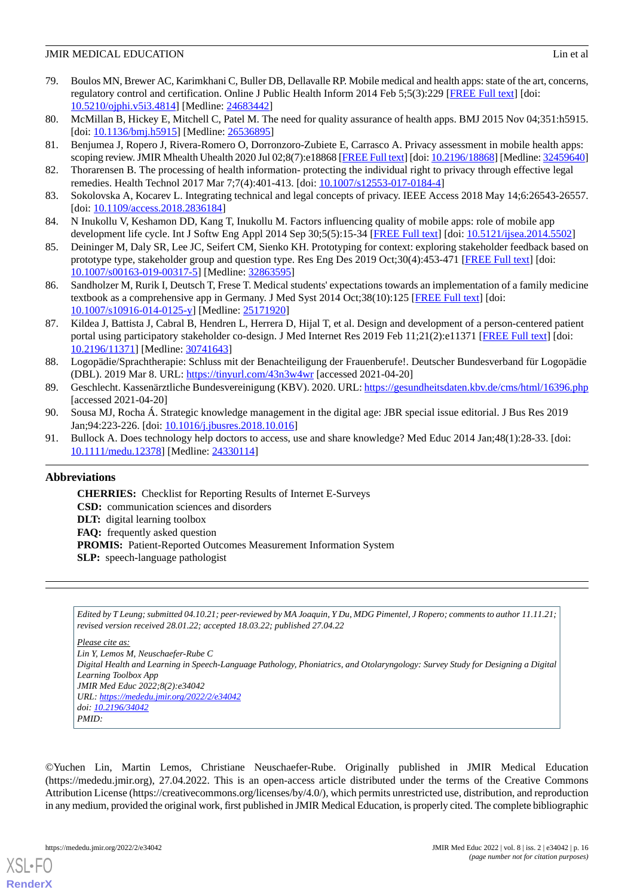79. Boulos MN, Brewer AC, Karimkhani C, Buller DB, Dellavalle RP. Mobile medical and health apps: state of the art, concerns, regulatory control and certification. Online J Public Health Inform 2014 Feb 5;5(3):229 [FREE Full text] [doi: 10.5210/ojphi.v5i3.4814] [Medline: 24683442]
80. McMillan B, Hickey E, Mitchell C, Patel M. The need for quality assurance of health apps. BMJ 2015 Nov 04;351:h5915. [doi: 10.1136/bmj.h5915] [Medline: 26536895]
81. Benjumea J, Ropero J, Rivera-Romero O, Dorronzoro-Zubiete E, Carrasco A. Privacy assessment in mobile health apps: scoping review. JMIR Mhealth Uhealth 2020 Jul 02;8(7):e18868 [FREE Full text] [doi: 10.2196/18868] [Medline: 32459640]
82. Thorarensen B. The processing of health information- protecting the individual right to privacy through effective legal remedies. Health Technol 2017 Mar 7;7(4):401-413. [doi: 10.1007/s12553-017-0184-4]
83. Sokolovska A, Kocarev L. Integrating technical and legal concepts of privacy. IEEE Access 2018 May 14;6:26543-26557. [doi: 10.1109/access.2018.2836184]
84. N Inukollu V, Keshamon DD, Kang T, Inukollu M. Factors influencing quality of mobile apps: role of mobile app development life cycle. Int J Softw Eng Appl 2014 Sep 30;5(5):15-34 [FREE Full text] [doi: 10.5121/ijsea.2014.5502]
85. Deininger M, Daly SR, Lee JC, Seifert CM, Sienko KH. Prototyping for context: exploring stakeholder feedback based on prototype type, stakeholder group and question type. Res Eng Des 2019 Oct;30(4):453-471 [FREE Full text] [doi: 10.1007/s00163-019-00317-5] [Medline: 32863595]
86. Sandholzer M, Rurik I, Deutsch T, Frese T. Medical students' expectations towards an implementation of a family medicine textbook as a comprehensive app in Germany. J Med Syst 2014 Oct;38(10):125 [FREE Full text] [doi: 10.1007/s10916-014-0125-y] [Medline: 25171920]
87. Kildea J, Battista J, Cabral B, Hendren L, Herrera D, Hijal T, et al. Design and development of a person-centered patient portal using participatory stakeholder co-design. J Med Internet Res 2019 Feb 11;21(2):e11371 [FREE Full text] [doi: 10.2196/11371] [Medline: 30741643]
88. Logopädie/Sprachtherapie: Schluss mit der Benachteiligung der Frauenberufe!. Deutscher Bundesverband für Logopädie (DBL). 2019 Mar 8. URL: https://tinyurl.com/43n3w4wr [accessed 2021-04-20]
89. Geschlecht. Kassenärztliche Bundesvereinigung (KBV). 2020. URL: https://gesundheitsdaten.kbv.de/cms/html/16396.php [accessed 2021-04-20]
90. Sousa MJ, Rocha Á. Strategic knowledge management in the digital age: JBR special issue editorial. J Bus Res 2019 Jan;94:223-226. [doi: 10.1016/j.jbusres.2018.10.016]
91. Bullock A. Does technology help doctors to access, use and share knowledge? Med Educ 2014 Jan;48(1):28-33. [doi: 10.1111/medu.12378] [Medline: 24330114]

## Abbreviations

**CHERRIES:** Checklist for Reporting Results of Internet E-Surveys
**CSD:** communication sciences and disorders
**DLT:** digital learning toolbox
**FAQ:** frequently asked question
**PROMIS:** Patient-Reported Outcomes Measurement Information System
**SLP:** speech-language pathologist

*Edited by T Leung; submitted 04.10.21; peer-reviewed by MA Joaquin, Y Du, MDG Pimentel, J Ropero; comments to author 11.11.21; revised version received 28.01.22; accepted 18.03.22; published 27.04.22*

*Please cite as:*
*Lin Y, Lemos M, Neuschaefer-Rube C*
*Digital Health and Learning in Speech-Language Pathology, Phoniatrics, and Otolaryngology: Survey Study for Designing a Digital Learning Toolbox App*
*JMIR Med Educ 2022;8(2):e34042*
*URL: https://mededu.jmir.org/2022/2/e34042*
*doi: 10.2196/34042*
*PMID:*

©Yuchen Lin, Martin Lemos, Christiane Neuschaefer-Rube. Originally published in JMIR Medical Education (https://mededu.jmir.org), 27.04.2022. This is an open-access article distributed under the terms of the Creative Commons Attribution License (https://creativecommons.org/licenses/by/4.0/), which permits unrestricted use, distribution, and reproduction in any medium, provided the original work, first published in JMIR Medical Education, is properly cited. The complete bibliographic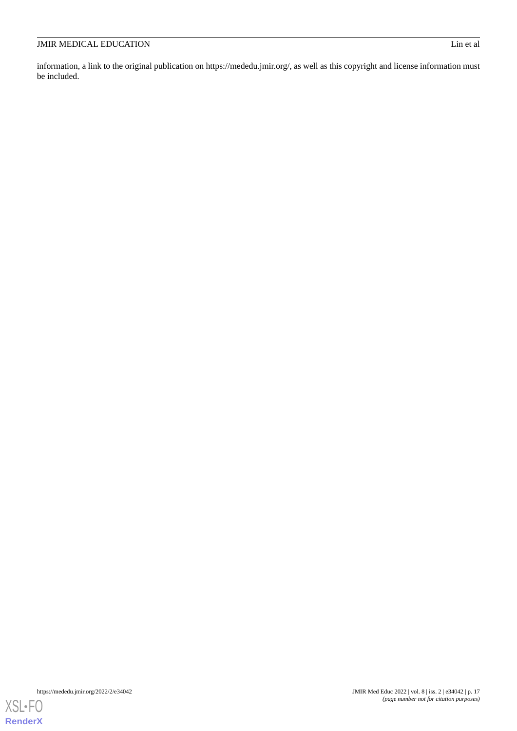information, a link to the original publication on https://mededu.jmir.org/, as well as this copyright and license information must be included.